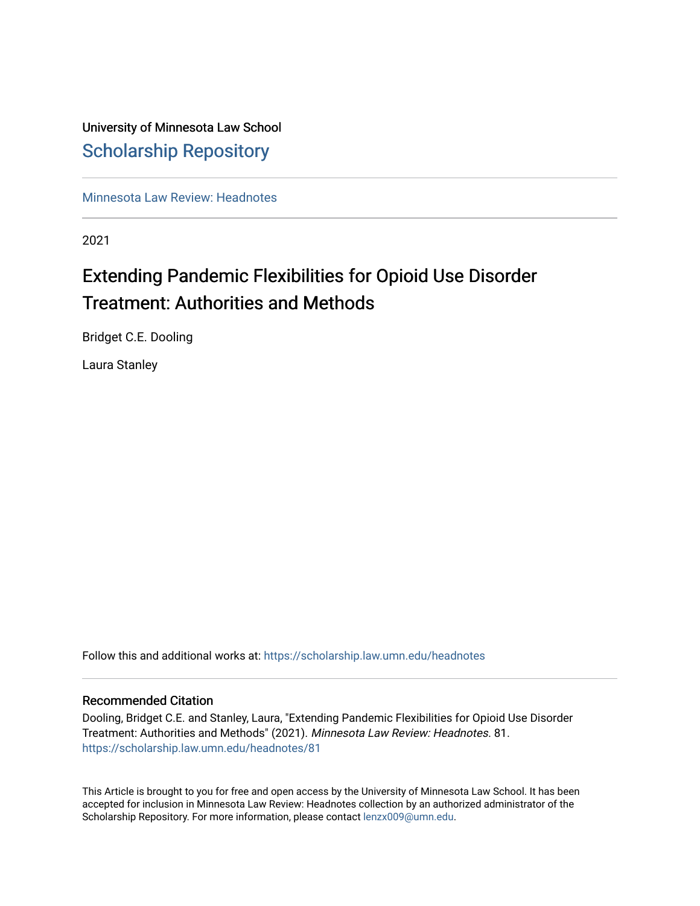University of Minnesota Law School

## Scholarship Repository

Minnesota Law Review: Headnotes

2021

# Extending Pandemic Flexibilities for Opioid Use Disorder Treatment: Authorities and Methods

Bridget C.E. Dooling

Laura Stanley

Follow this and additional works at: https://scholarship.law.umn.edu/headnotes

### Recommended Citation

Dooling, Bridget C.E. and Stanley, Laura, "Extending Pandemic Flexibilities for Opioid Use Disorder Treatment: Authorities and Methods" (2021). *Minnesota Law Review: Headnotes*. 81.
https://scholarship.law.umn.edu/headnotes/81

This Article is brought to you for free and open access by the University of Minnesota Law School. It has been accepted for inclusion in Minnesota Law Review: Headnotes collection by an authorized administrator of the Scholarship Repository. For more information, please contact lenzx009@umn.edu.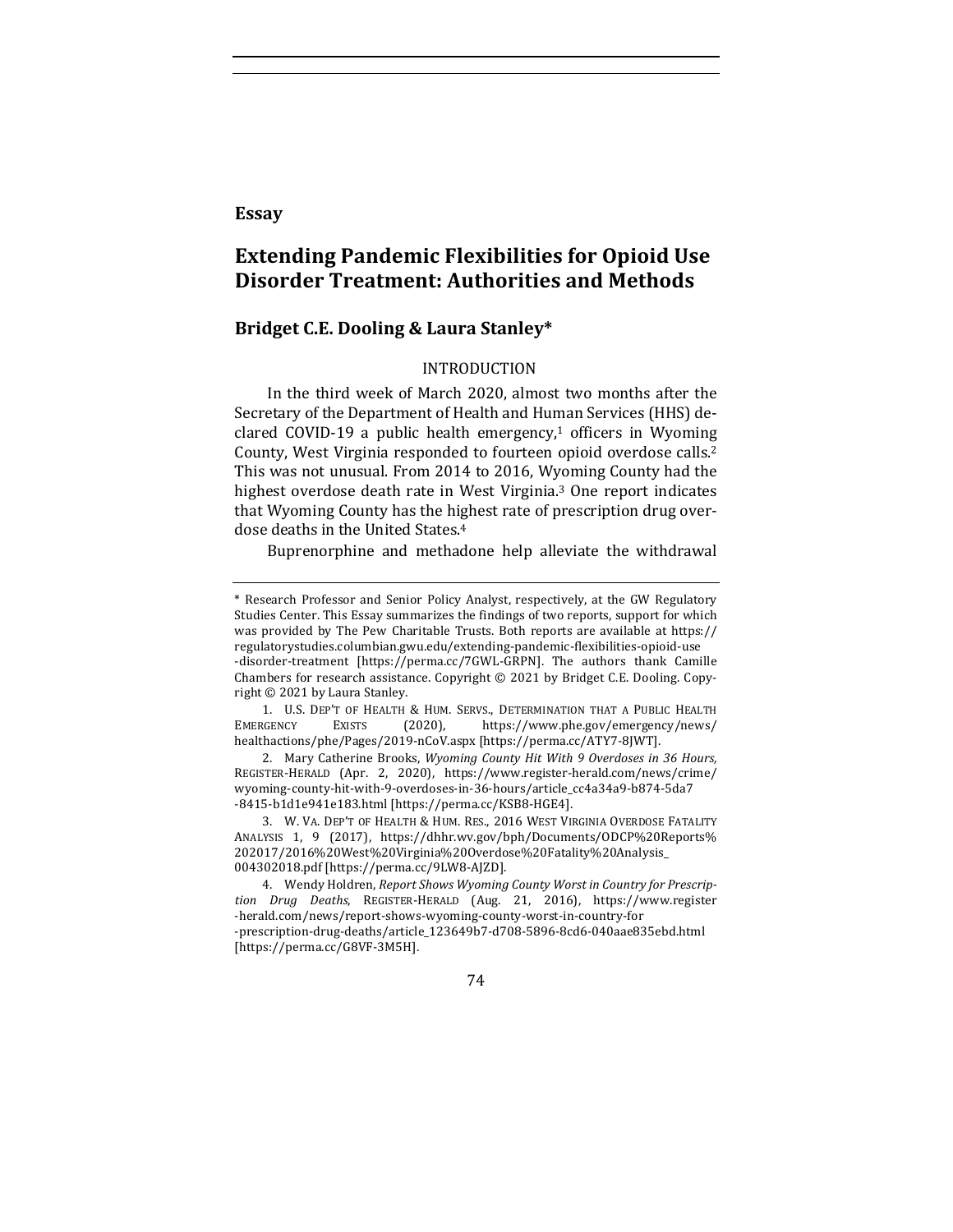**Essay**

# Extending Pandemic Flexibilities for Opioid Use Disorder Treatment: Authorities and Methods

## Bridget C.E. Dooling & Laura Stanley*

### INTRODUCTION

In the third week of March 2020, almost two months after the Secretary of the Department of Health and Human Services (HHS) declared COVID-19 a public health emergency,[1] officers in Wyoming County, West Virginia responded to fourteen opioid overdose calls.[2] This was not unusual. From 2014 to 2016, Wyoming County had the highest overdose death rate in West Virginia.[3] One report indicates that Wyoming County has the highest rate of prescription drug overdose deaths in the United States.[4]

Buprenorphine and methadone help alleviate the withdrawal

---

\* Research Professor and Senior Policy Analyst, respectively, at the GW Regulatory Studies Center. This Essay summarizes the findings of two reports, support for which was provided by The Pew Charitable Trusts. Both reports are available at https://regulatorystudies.columbian.gwu.edu/extending-pandemic-flexibilities-opioid-use-disorder-treatment [https://perma.cc/7GWL-GRPN]. The authors thank Camille Chambers for research assistance. Copyright © 2021 by Bridget C.E. Dooling. Copyright © 2021 by Laura Stanley.

1. U.S. DEP'T OF HEALTH & HUM. SERVS., DETERMINATION THAT A PUBLIC HEALTH EMERGENCY EXISTS (2020), https://www.phe.gov/emergency/news/healthactions/phe/Pages/2019-nCoV.aspx [https://perma.cc/ATY7-8JWT].

2. Mary Catherine Brooks, *Wyoming County Hit With 9 Overdoses in 36 Hours*, REGISTER-HERALD (Apr. 2, 2020), https://www.register-herald.com/news/crime/wyoming-county-hit-with-9-overdoses-in-36-hours/article_cc4a34a9-b874-5da7-8415-b1d1e941e183.html [https://perma.cc/KSB8-HGE4].

3. W. VA. DEP'T OF HEALTH & HUM. RES., 2016 WEST VIRGINIA OVERDOSE FATALITY ANALYSIS 1, 9 (2017), https://dhhr.wv.gov/bph/Documents/ODCP%20Reports%202017/2016%20West%20Virginia%20Overdose%20Fatality%20Analysis_004302018.pdf [https://perma.cc/9LW8-AJZD].

4. Wendy Holdren, *Report Shows Wyoming County Worst in Country for Prescription Drug Deaths*, REGISTER-HERALD (Aug. 21, 2016), https://www.register-herald.com/news/report-shows-wyoming-county-worst-in-country-for-prescription-drug-deaths/article_123649b7-d708-5896-8cd6-040aae835ebd.html [https://perma.cc/G8VF-3M5H].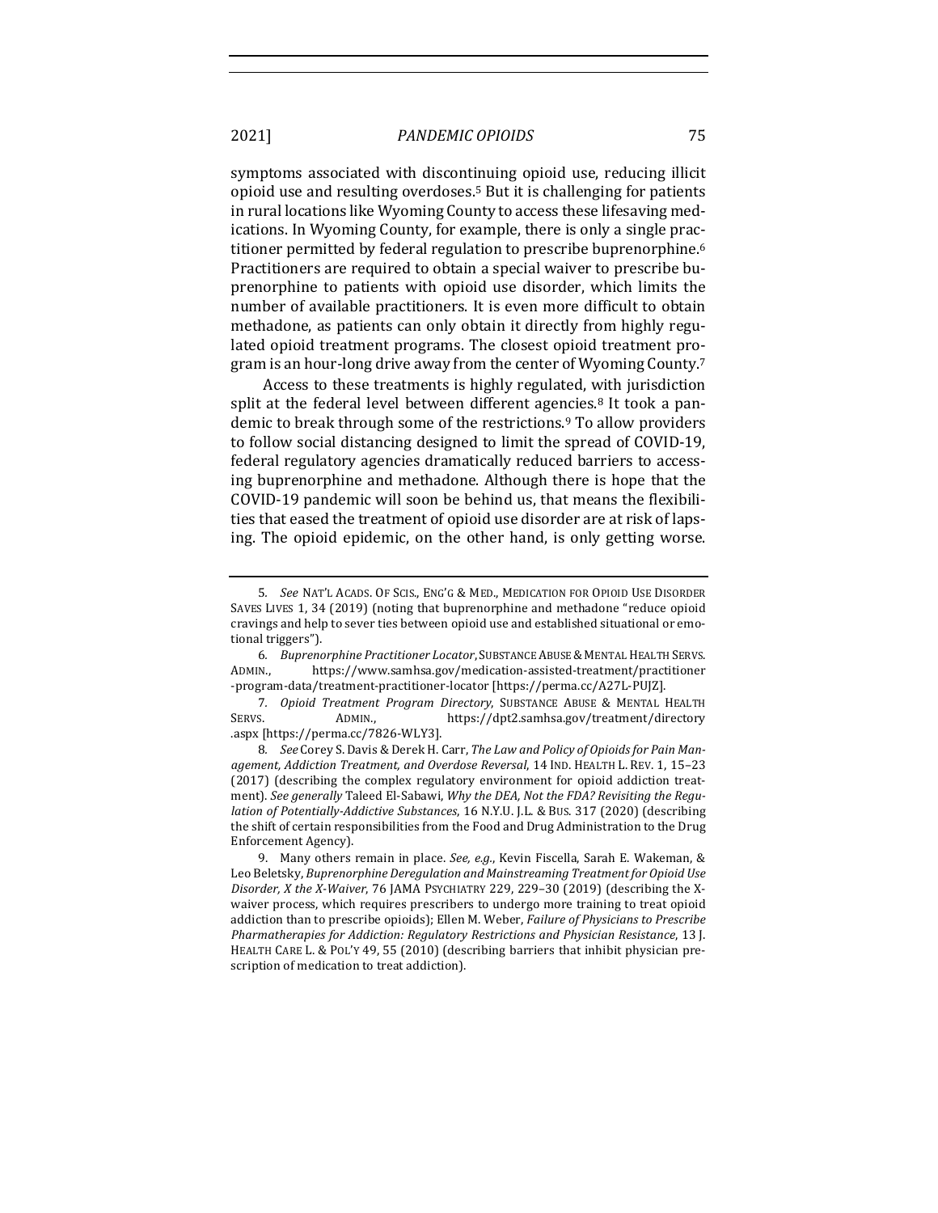symptoms associated with discontinuing opioid use, reducing illicit opioid use and resulting overdoses.[5] But it is challenging for patients in rural locations like Wyoming County to access these lifesaving medications. In Wyoming County, for example, there is only a single practitioner permitted by federal regulation to prescribe buprenorphine.[6] Practitioners are required to obtain a special waiver to prescribe buprenorphine to patients with opioid use disorder, which limits the number of available practitioners. It is even more difficult to obtain methadone, as patients can only obtain it directly from highly regulated opioid treatment programs. The closest opioid treatment program is an hour-long drive away from the center of Wyoming County.[7]

Access to these treatments is highly regulated, with jurisdiction split at the federal level between different agencies.[8] It took a pandemic to break through some of the restrictions.[9] To allow providers to follow social distancing designed to limit the spread of COVID-19, federal regulatory agencies dramatically reduced barriers to accessing buprenorphine and methadone. Although there is hope that the COVID-19 pandemic will soon be behind us, that means the flexibilities that eased the treatment of opioid use disorder are at risk of lapsing. The opioid epidemic, on the other hand, is only getting worse.

---

5. *See* NAT'L ACADS. OF SCIS., ENG'G & MED., MEDICATION FOR OPIOID USE DISORDER SAVES LIVES 1, 34 (2019) (noting that buprenorphine and methadone "reduce opioid cravings and help to sever ties between opioid use and established situational or emotional triggers").

6. *Buprenorphine Practitioner Locator*, SUBSTANCE ABUSE & MENTAL HEALTH SERVS. ADMIN., https://www.samhsa.gov/medication-assisted-treatment/practitioner-program-data/treatment-practitioner-locator [https://perma.cc/A27L-PUJZ].

7. *Opioid Treatment Program Directory*, SUBSTANCE ABUSE & MENTAL HEALTH SERVS. ADMIN., https://dpt2.samhsa.gov/treatment/directory.aspx [https://perma.cc/7826-WLY3].

8. *See* Corey S. Davis & Derek H. Carr, *The Law and Policy of Opioids for Pain Management, Addiction Treatment, and Overdose Reversal*, 14 IND. HEALTH L. REV. 1, 15–23 (2017) (describing the complex regulatory environment for opioid addiction treatment). *See generally* Taleed El-Sabawi, *Why the DEA, Not the FDA? Revisiting the Regulation of Potentially-Addictive Substances*, 16 N.Y.U. J.L. & BUS. 317 (2020) (describing the shift of certain responsibilities from the Food and Drug Administration to the Drug Enforcement Agency).

9. Many others remain in place. *See, e.g.*, Kevin Fiscella, Sarah E. Wakeman, & Leo Beletsky, *Buprenorphine Deregulation and Mainstreaming Treatment for Opioid Use Disorder, X the X-Waiver*, 76 JAMA PSYCHIATRY 229, 229–30 (2019) (describing the X-waiver process, which requires prescribers to undergo more training to treat opioid addiction than to prescribe opioids); Ellen M. Weber, *Failure of Physicians to Prescribe Pharmatherapies for Addiction: Regulatory Restrictions and Physician Resistance*, 13 J. HEALTH CARE L. & POL'Y 49, 55 (2010) (describing barriers that inhibit physician prescription of medication to treat addiction).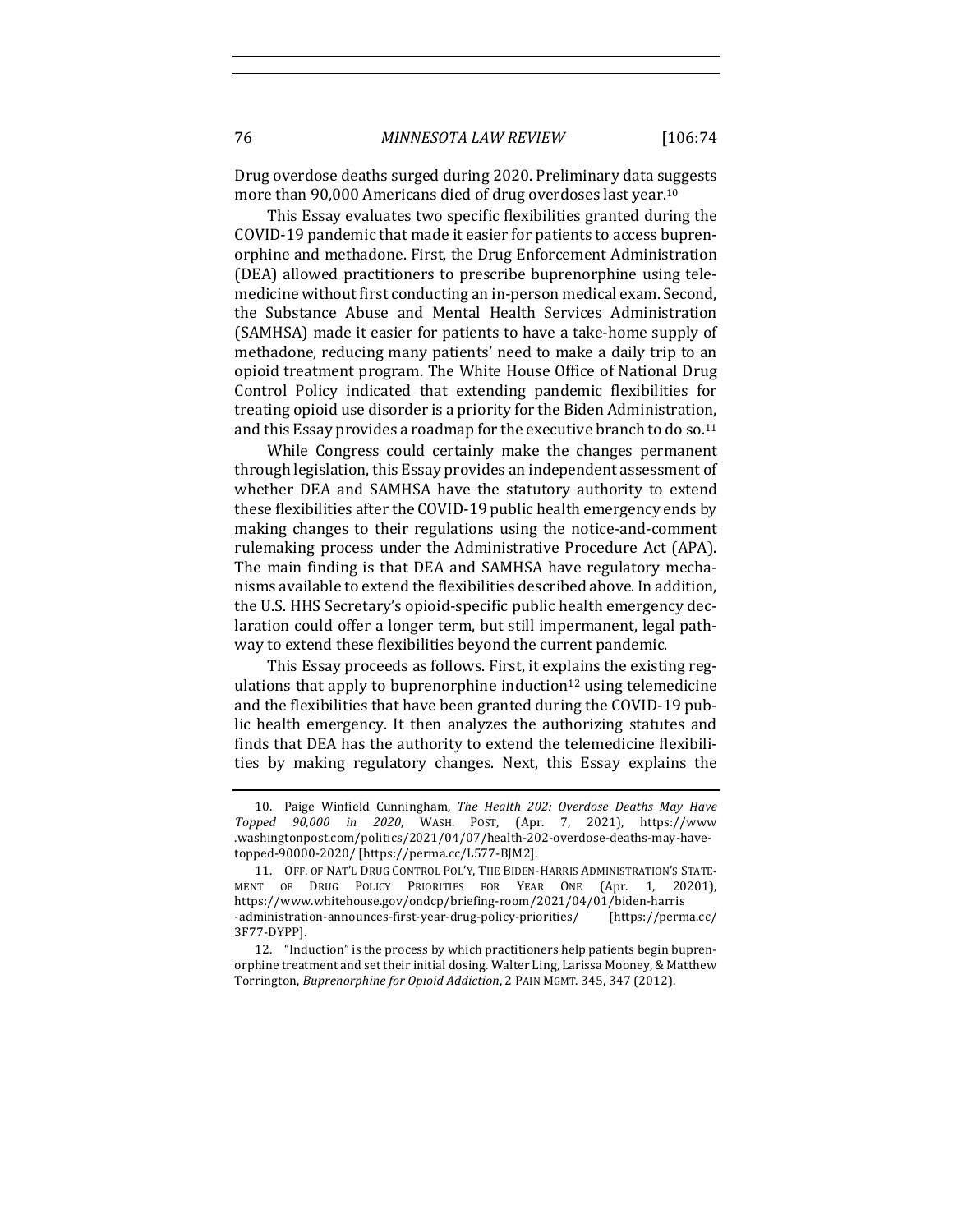Drug overdose deaths surged during 2020. Preliminary data suggests more than 90,000 Americans died of drug overdoses last year.[10]

This Essay evaluates two specific flexibilities granted during the COVID-19 pandemic that made it easier for patients to access buprenorphine and methadone. First, the Drug Enforcement Administration (DEA) allowed practitioners to prescribe buprenorphine using telemedicine without first conducting an in-person medical exam. Second, the Substance Abuse and Mental Health Services Administration (SAMHSA) made it easier for patients to have a take-home supply of methadone, reducing many patients' need to make a daily trip to an opioid treatment program. The White House Office of National Drug Control Policy indicated that extending pandemic flexibilities for treating opioid use disorder is a priority for the Biden Administration, and this Essay provides a roadmap for the executive branch to do so.[11]

While Congress could certainly make the changes permanent through legislation, this Essay provides an independent assessment of whether DEA and SAMHSA have the statutory authority to extend these flexibilities after the COVID-19 public health emergency ends by making changes to their regulations using the notice-and-comment rulemaking process under the Administrative Procedure Act (APA). The main finding is that DEA and SAMHSA have regulatory mechanisms available to extend the flexibilities described above. In addition, the U.S. HHS Secretary's opioid-specific public health emergency declaration could offer a longer term, but still impermanent, legal pathway to extend these flexibilities beyond the current pandemic.

This Essay proceeds as follows. First, it explains the existing regulations that apply to buprenorphine induction[12] using telemedicine and the flexibilities that have been granted during the COVID-19 public health emergency. It then analyzes the authorizing statutes and finds that DEA has the authority to extend the telemedicine flexibilities by making regulatory changes. Next, this Essay explains the

---

10. Paige Winfield Cunningham, *The Health 202: Overdose Deaths May Have Topped 90,000 in 2020*, WASH. POST, (Apr. 7, 2021), https://www.washingtonpost.com/politics/2021/04/07/health-202-overdose-deaths-may-have-topped-90000-2020/ [https://perma.cc/L577-BJM2].

11. OFF. OF NAT'L DRUG CONTROL POL'Y, THE BIDEN-HARRIS ADMINISTRATION'S STATEMENT OF DRUG POLICY PRIORITIES FOR YEAR ONE (Apr. 1, 20201), https://www.whitehouse.gov/ondcp/briefing-room/2021/04/01/biden-harris-administration-announces-first-year-drug-policy-priorities/ [https://perma.cc/3F77-DYPP].

12. "Induction" is the process by which practitioners help patients begin buprenorphine treatment and set their initial dosing. Walter Ling, Larissa Mooney, & Matthew Torrington, *Buprenorphine for Opioid Addiction*, 2 PAIN MGMT. 345, 347 (2012).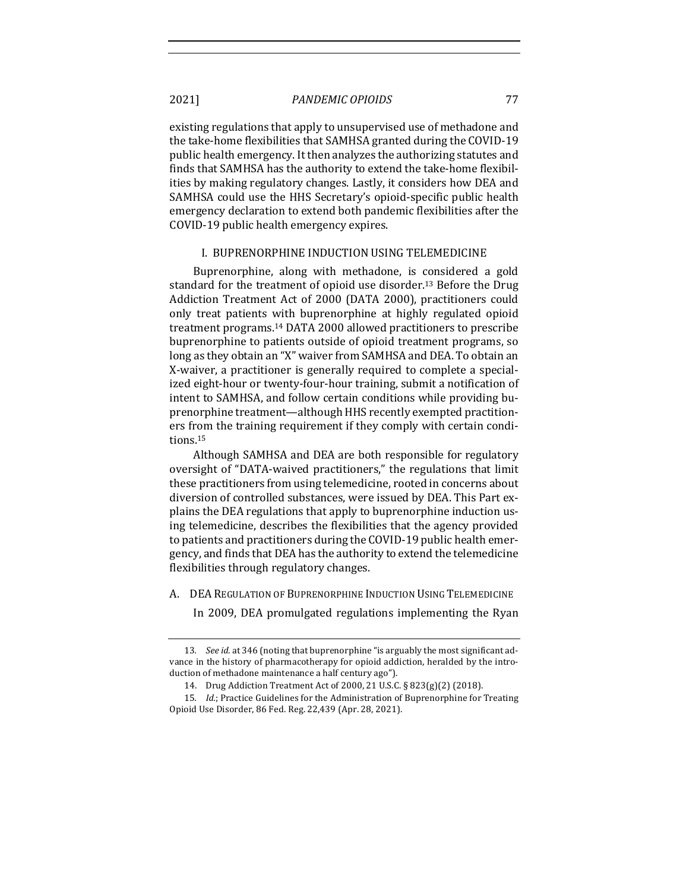existing regulations that apply to unsupervised use of methadone and the take-home flexibilities that SAMHSA granted during the COVID-19 public health emergency. It then analyzes the authorizing statutes and finds that SAMHSA has the authority to extend the take-home flexibilities by making regulatory changes. Lastly, it considers how DEA and SAMHSA could use the HHS Secretary's opioid-specific public health emergency declaration to extend both pandemic flexibilities after the COVID-19 public health emergency expires.

## I. BUPRENORPHINE INDUCTION USING TELEMEDICINE

Buprenorphine, along with methadone, is considered a gold standard for the treatment of opioid use disorder.[13] Before the Drug Addiction Treatment Act of 2000 (DATA 2000), practitioners could only treat patients with buprenorphine at highly regulated opioid treatment programs.[14] DATA 2000 allowed practitioners to prescribe buprenorphine to patients outside of opioid treatment programs, so long as they obtain an "X" waiver from SAMHSA and DEA. To obtain an X-waiver, a practitioner is generally required to complete a specialized eight-hour or twenty-four-hour training, submit a notification of intent to SAMHSA, and follow certain conditions while providing buprenorphine treatment—although HHS recently exempted practitioners from the training requirement if they comply with certain conditions.[15]

Although SAMHSA and DEA are both responsible for regulatory oversight of "DATA-waived practitioners," the regulations that limit these practitioners from using telemedicine, rooted in concerns about diversion of controlled substances, were issued by DEA. This Part explains the DEA regulations that apply to buprenorphine induction using telemedicine, describes the flexibilities that the agency provided to patients and practitioners during the COVID-19 public health emergency, and finds that DEA has the authority to extend the telemedicine flexibilities through regulatory changes.

### A. DEA Regulation of Buprenorphine Induction Using Telemedicine

In 2009, DEA promulgated regulations implementing the Ryan

---

13. *See id.* at 346 (noting that buprenorphine "is arguably the most significant advance in the history of pharmacotherapy for opioid addiction, heralded by the introduction of methadone maintenance a half century ago").

14. Drug Addiction Treatment Act of 2000, 21 U.S.C. § 823(g)(2) (2018).

15. *Id.*; Practice Guidelines for the Administration of Buprenorphine for Treating Opioid Use Disorder, 86 Fed. Reg. 22,439 (Apr. 28, 2021).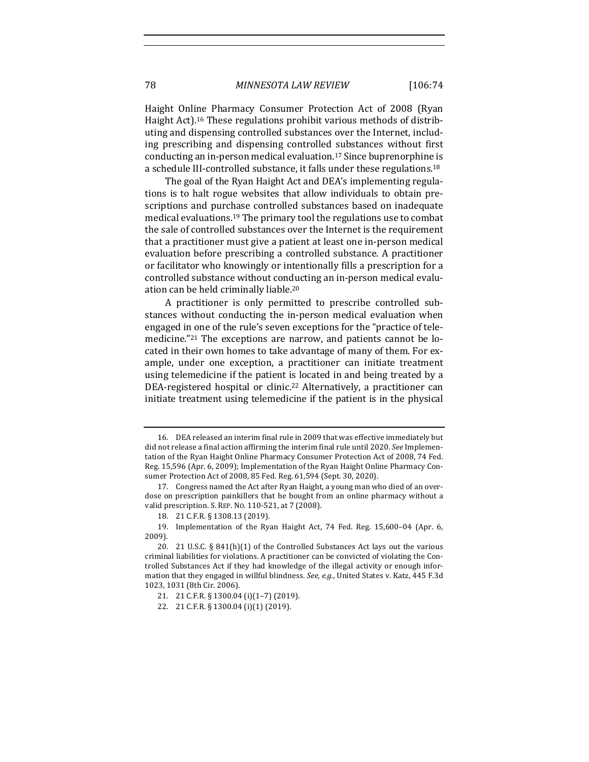Haight Online Pharmacy Consumer Protection Act of 2008 (Ryan Haight Act).[16] These regulations prohibit various methods of distributing and dispensing controlled substances over the Internet, including prescribing and dispensing controlled substances without first conducting an in-person medical evaluation.[17] Since buprenorphine is a schedule III-controlled substance, it falls under these regulations.[18]

The goal of the Ryan Haight Act and DEA's implementing regulations is to halt rogue websites that allow individuals to obtain prescriptions and purchase controlled substances based on inadequate medical evaluations.[19] The primary tool the regulations use to combat the sale of controlled substances over the Internet is the requirement that a practitioner must give a patient at least one in-person medical evaluation before prescribing a controlled substance. A practitioner or facilitator who knowingly or intentionally fills a prescription for a controlled substance without conducting an in-person medical evaluation can be held criminally liable.[20]

A practitioner is only permitted to prescribe controlled substances without conducting the in-person medical evaluation when engaged in one of the rule's seven exceptions for the "practice of telemedicine."[21] The exceptions are narrow, and patients cannot be located in their own homes to take advantage of many of them. For example, under one exception, a practitioner can initiate treatment using telemedicine if the patient is located in and being treated by a DEA-registered hospital or clinic.[22] Alternatively, a practitioner can initiate treatment using telemedicine if the patient is in the physical

---

16. DEA released an interim final rule in 2009 that was effective immediately but did not release a final action affirming the interim final rule until 2020. *See* Implementation of the Ryan Haight Online Pharmacy Consumer Protection Act of 2008, 74 Fed. Reg. 15,596 (Apr. 6, 2009); Implementation of the Ryan Haight Online Pharmacy Consumer Protection Act of 2008, 85 Fed. Reg. 61,594 (Sept. 30, 2020).

17. Congress named the Act after Ryan Haight, a young man who died of an overdose on prescription painkillers that he bought from an online pharmacy without a valid prescription. S. REP. NO. 110-521, at 7 (2008).

18. 21 C.F.R. § 1308.13 (2019).

19. Implementation of the Ryan Haight Act, 74 Fed. Reg. 15,600–04 (Apr. 6, 2009).

20. 21 U.S.C. § 841(h)(1) of the Controlled Substances Act lays out the various criminal liabilities for violations. A practitioner can be convicted of violating the Controlled Substances Act if they had knowledge of the illegal activity or enough information that they engaged in willful blindness. *See, e.g.*, United States v. Katz, 445 F.3d 1023, 1031 (8th Cir. 2006).

21. 21 C.F.R. § 1300.04 (i)(1–7) (2019).

22. 21 C.F.R. § 1300.04 (i)(1) (2019).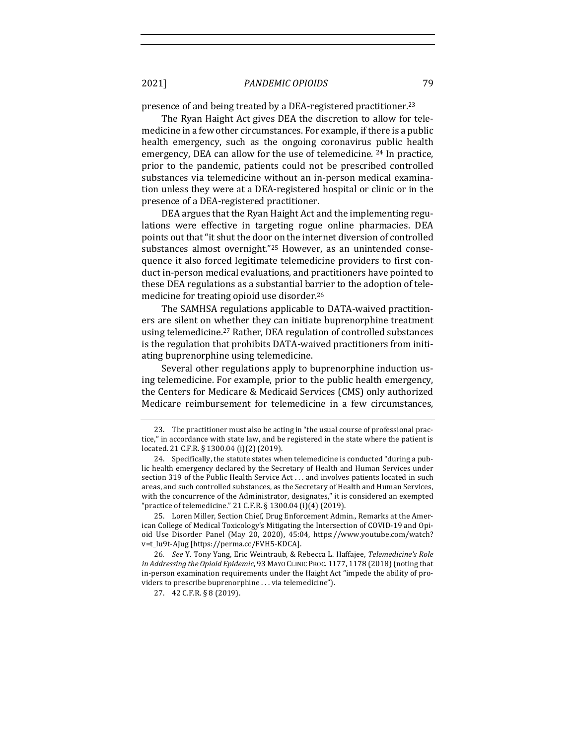presence of and being treated by a DEA-registered practitioner.[23]

The Ryan Haight Act gives DEA the discretion to allow for telemedicine in a few other circumstances. For example, if there is a public health emergency, such as the ongoing coronavirus public health emergency, DEA can allow for the use of telemedicine. [24] In practice, prior to the pandemic, patients could not be prescribed controlled substances via telemedicine without an in-person medical examination unless they were at a DEA-registered hospital or clinic or in the presence of a DEA-registered practitioner.

DEA argues that the Ryan Haight Act and the implementing regulations were effective in targeting rogue online pharmacies. DEA points out that "it shut the door on the internet diversion of controlled substances almost overnight."[25] However, as an unintended consequence it also forced legitimate telemedicine providers to first conduct in-person medical evaluations, and practitioners have pointed to these DEA regulations as a substantial barrier to the adoption of telemedicine for treating opioid use disorder.[26]

The SAMHSA regulations applicable to DATA-waived practitioners are silent on whether they can initiate buprenorphine treatment using telemedicine.[27] Rather, DEA regulation of controlled substances is the regulation that prohibits DATA-waived practitioners from initiating buprenorphine using telemedicine.

Several other regulations apply to buprenorphine induction using telemedicine. For example, prior to the public health emergency, the Centers for Medicare & Medicaid Services (CMS) only authorized Medicare reimbursement for telemedicine in a few circumstances,

---

23. The practitioner must also be acting in "the usual course of professional practice," in accordance with state law, and be registered in the state where the patient is located. 21 C.F.R. § 1300.04 (i)(2) (2019).

24. Specifically, the statute states when telemedicine is conducted "during a public health emergency declared by the Secretary of Health and Human Services under section 319 of the Public Health Service Act . . . and involves patients located in such areas, and such controlled substances, as the Secretary of Health and Human Services, with the concurrence of the Administrator, designates," it is considered an exempted "practice of telemedicine." 21 C.F.R. § 1300.04 (i)(4) (2019).

25. Loren Miller, Section Chief, Drug Enforcement Admin., Remarks at the American College of Medical Toxicology's Mitigating the Intersection of COVID-19 and Opioid Use Disorder Panel (May 20, 2020), 45:04, https://www.youtube.com/watch?v=t_Iu9t-AJug [https://perma.cc/FVH5-KDCA].

26. *See* Y. Tony Yang, Eric Weintraub, & Rebecca L. Haffajee, *Telemedicine's Role in Addressing the Opioid Epidemic*, 93 MAYO CLINIC PROC. 1177, 1178 (2018) (noting that in-person examination requirements under the Haight Act "impede the ability of providers to prescribe buprenorphine . . . via telemedicine").

27. 42 C.F.R. § 8 (2019).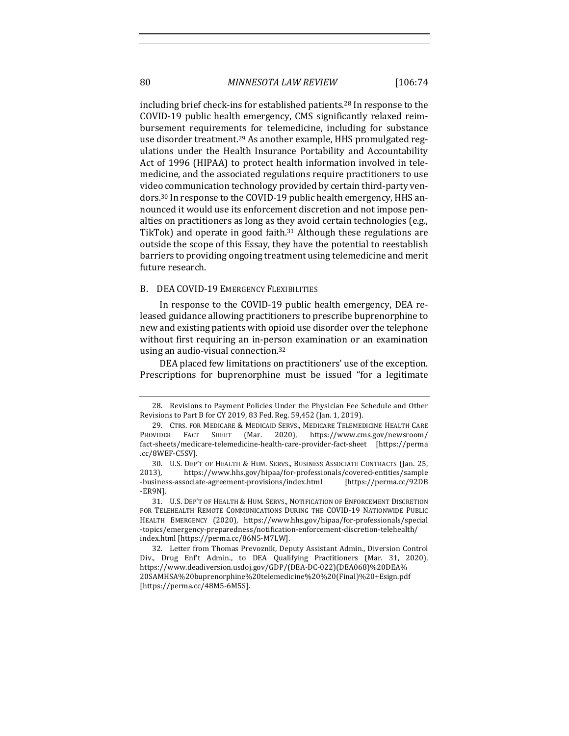including brief check-ins for established patients.[28] In response to the COVID-19 public health emergency, CMS significantly relaxed reimbursement requirements for telemedicine, including for substance use disorder treatment.[29] As another example, HHS promulgated regulations under the Health Insurance Portability and Accountability Act of 1996 (HIPAA) to protect health information involved in telemedicine, and the associated regulations require practitioners to use video communication technology provided by certain third-party vendors.[30] In response to the COVID-19 public health emergency, HHS announced it would use its enforcement discretion and not impose penalties on practitioners as long as they avoid certain technologies (e.g., TikTok) and operate in good faith.[31] Although these regulations are outside the scope of this Essay, they have the potential to reestablish barriers to providing ongoing treatment using telemedicine and merit future research.

### B. DEA COVID-19 Emergency Flexibilities

In response to the COVID-19 public health emergency, DEA released guidance allowing practitioners to prescribe buprenorphine to new and existing patients with opioid use disorder over the telephone without first requiring an in-person examination or an examination using an audio-visual connection.[32]

DEA placed few limitations on practitioners' use of the exception. Prescriptions for buprenorphine must be issued "for a legitimate

---

28. Revisions to Payment Policies Under the Physician Fee Schedule and Other Revisions to Part B for CY 2019, 83 Fed. Reg. 59,452 (Jan. 1, 2019).

29. Ctrs. for Medicare & Medicaid Servs., Medicare Telemedicine Health Care Provider Fact Sheet (Mar. 2020), https://www.cms.gov/newsroom/fact-sheets/medicare-telemedicine-health-care-provider-fact-sheet [https://perma.cc/8WEF-C5SV].

30. U.S. Dep't of Health & Hum. Servs., Business Associate Contracts (Jan. 25, 2013), https://www.hhs.gov/hipaa/for-professionals/covered-entities/sample-business-associate-agreement-provisions/index.html [https://perma.cc/92DB-ER9N].

31. U.S. Dep't of Health & Hum. Servs., Notification of Enforcement Discretion for Telehealth Remote Communications During the COVID-19 Nationwide Public Health Emergency (2020), https://www.hhs.gov/hipaa/for-professionals/special-topics/emergency-preparedness/notification-enforcement-discretion-telehealth/index.html [https://perma.cc/86N5-M7LW].

32. Letter from Thomas Prevoznik, Deputy Assistant Admin., Diversion Control Div., Drug Enf't Admin., to DEA Qualifying Practitioners (Mar. 31, 2020), https://www.deadiversion.usdoj.gov/GDP/(DEA-DC-022)(DEA068)%20DEA%20SAMHSA%20buprenorphine%20telemedicine%20%20(Final)%20+Esign.pdf [https://perma.cc/48M5-6M5S].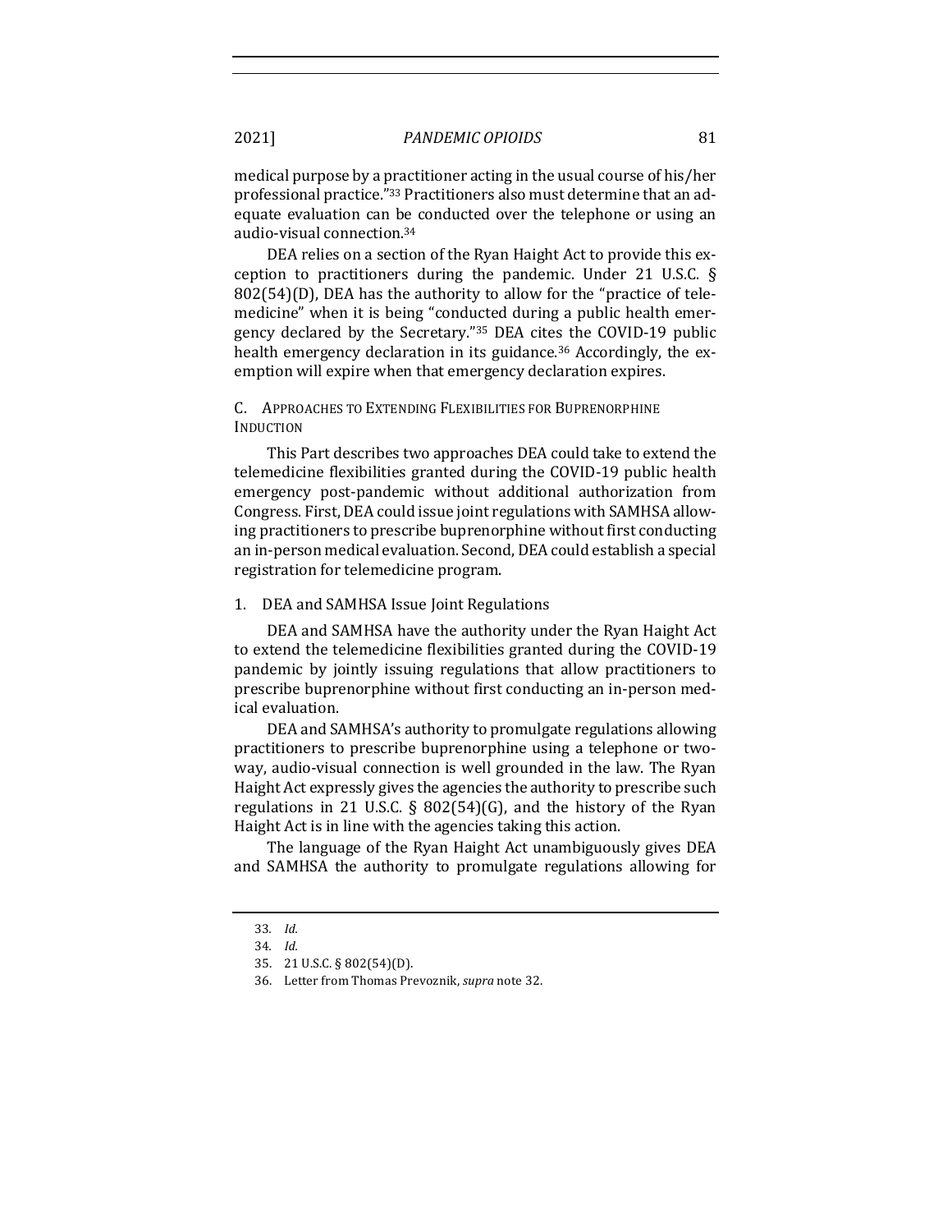medical purpose by a practitioner acting in the usual course of his/her professional practice."[33] Practitioners also must determine that an adequate evaluation can be conducted over the telephone or using an audio-visual connection.[34]

DEA relies on a section of the Ryan Haight Act to provide this exception to practitioners during the pandemic. Under 21 U.S.C. § 802(54)(D), DEA has the authority to allow for the "practice of telemedicine" when it is being "conducted during a public health emergency declared by the Secretary."[35] DEA cites the COVID-19 public health emergency declaration in its guidance.[36] Accordingly, the exemption will expire when that emergency declaration expires.

### C. Approaches to Extending Flexibilities for Buprenorphine Induction

This Part describes two approaches DEA could take to extend the telemedicine flexibilities granted during the COVID-19 public health emergency post-pandemic without additional authorization from Congress. First, DEA could issue joint regulations with SAMHSA allowing practitioners to prescribe buprenorphine without first conducting an in-person medical evaluation. Second, DEA could establish a special registration for telemedicine program.

#### 1. DEA and SAMHSA Issue Joint Regulations

DEA and SAMHSA have the authority under the Ryan Haight Act to extend the telemedicine flexibilities granted during the COVID-19 pandemic by jointly issuing regulations that allow practitioners to prescribe buprenorphine without first conducting an in-person medical evaluation.

DEA and SAMHSA's authority to promulgate regulations allowing practitioners to prescribe buprenorphine using a telephone or two-way, audio-visual connection is well grounded in the law. The Ryan Haight Act expressly gives the agencies the authority to prescribe such regulations in 21 U.S.C. § 802(54)(G), and the history of the Ryan Haight Act is in line with the agencies taking this action.

The language of the Ryan Haight Act unambiguously gives DEA and SAMHSA the authority to promulgate regulations allowing for

---

33. *Id.*

34. *Id.*

35. 21 U.S.C. § 802(54)(D).

36. Letter from Thomas Prevoznik, *supra* note 32.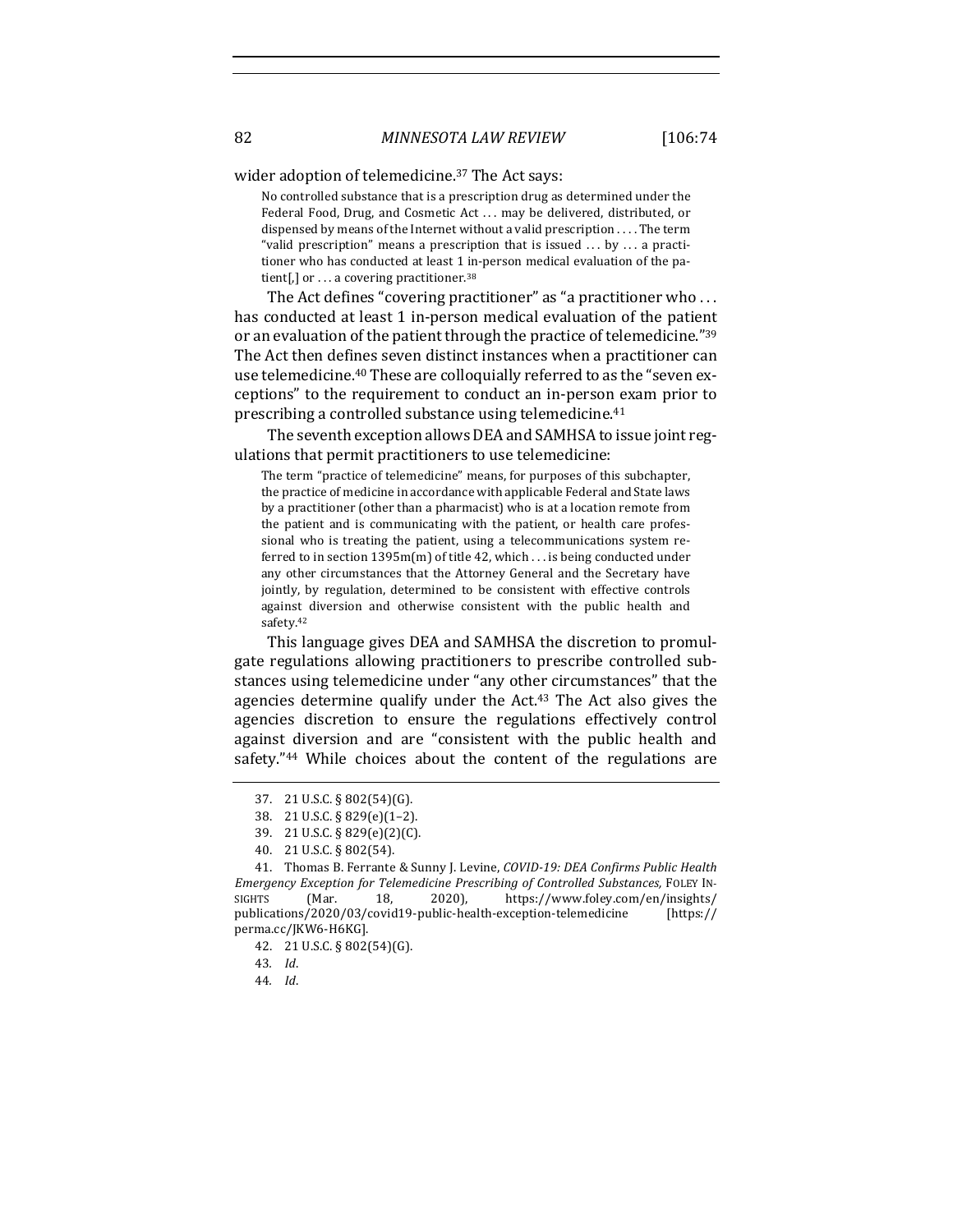wider adoption of telemedicine.[37] The Act says:

> No controlled substance that is a prescription drug as determined under the Federal Food, Drug, and Cosmetic Act . . . may be delivered, distributed, or dispensed by means of the Internet without a valid prescription . . . . The term "valid prescription" means a prescription that is issued . . . by . . . a practitioner who has conducted at least 1 in-person medical evaluation of the patient[,] or . . . a covering practitioner.[38]

The Act defines "covering practitioner" as "a practitioner who . . . has conducted at least 1 in-person medical evaluation of the patient or an evaluation of the patient through the practice of telemedicine."[39] The Act then defines seven distinct instances when a practitioner can use telemedicine.[40] These are colloquially referred to as the "seven exceptions" to the requirement to conduct an in-person exam prior to prescribing a controlled substance using telemedicine.[41]

The seventh exception allows DEA and SAMHSA to issue joint regulations that permit practitioners to use telemedicine:

> The term "practice of telemedicine" means, for purposes of this subchapter, the practice of medicine in accordance with applicable Federal and State laws by a practitioner (other than a pharmacist) who is at a location remote from the patient and is communicating with the patient, or health care professional who is treating the patient, using a telecommunications system referred to in section 1395m(m) of title 42, which . . . is being conducted under any other circumstances that the Attorney General and the Secretary have jointly, by regulation, determined to be consistent with effective controls against diversion and otherwise consistent with the public health and safety.[42]

This language gives DEA and SAMHSA the discretion to promulgate regulations allowing practitioners to prescribe controlled substances using telemedicine under "any other circumstances" that the agencies determine qualify under the Act.[43] The Act also gives the agencies discretion to ensure the regulations effectively control against diversion and are "consistent with the public health and safety."[44] While choices about the content of the regulations are

37. 21 U.S.C. § 802(54)(G).

38. 21 U.S.C. § 829(e)(1–2).

39. 21 U.S.C. § 829(e)(2)(C).

40. 21 U.S.C. § 802(54).

41. Thomas B. Ferrante & Sunny J. Levine, *COVID-19: DEA Confirms Public Health Emergency Exception for Telemedicine Prescribing of Controlled Substances*, FOLEY INSIGHTS (Mar. 18, 2020), https://www.foley.com/en/insights/publications/2020/03/covid19-public-health-exception-telemedicine [https://perma.cc/JKW6-H6KG].

42. 21 U.S.C. § 802(54)(G).

43. *Id.*

44. *Id.*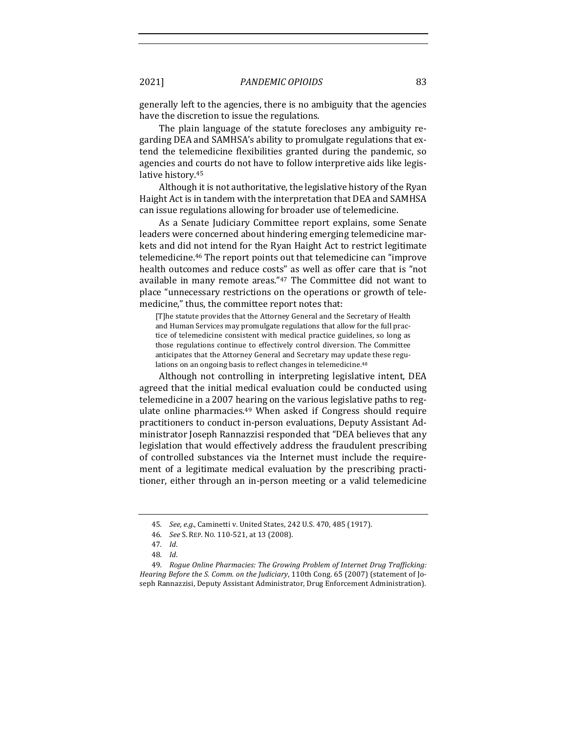generally left to the agencies, there is no ambiguity that the agencies have the discretion to issue the regulations.

The plain language of the statute forecloses any ambiguity regarding DEA and SAMHSA's ability to promulgate regulations that extend the telemedicine flexibilities granted during the pandemic, so agencies and courts do not have to follow interpretive aids like legislative history.[45]

Although it is not authoritative, the legislative history of the Ryan Haight Act is in tandem with the interpretation that DEA and SAMHSA can issue regulations allowing for broader use of telemedicine.

As a Senate Judiciary Committee report explains, some Senate leaders were concerned about hindering emerging telemedicine markets and did not intend for the Ryan Haight Act to restrict legitimate telemedicine.[46] The report points out that telemedicine can "improve health outcomes and reduce costs" as well as offer care that is "not available in many remote areas."[47] The Committee did not want to place "unnecessary restrictions on the operations or growth of telemedicine," thus, the committee report notes that:

> [T]he statute provides that the Attorney General and the Secretary of Health and Human Services may promulgate regulations that allow for the full practice of telemedicine consistent with medical practice guidelines, so long as those regulations continue to effectively control diversion. The Committee anticipates that the Attorney General and Secretary may update these regulations on an ongoing basis to reflect changes in telemedicine.[48]

Although not controlling in interpreting legislative intent, DEA agreed that the initial medical evaluation could be conducted using telemedicine in a 2007 hearing on the various legislative paths to regulate online pharmacies.[49] When asked if Congress should require practitioners to conduct in-person evaluations, Deputy Assistant Administrator Joseph Rannazzisi responded that "DEA believes that any legislation that would effectively address the fraudulent prescribing of controlled substances via the Internet must include the requirement of a legitimate medical evaluation by the prescribing practitioner, either through an in-person meeting or a valid telemedicine

---

45. *See, e.g.*, Caminetti v. United States, 242 U.S. 470, 485 (1917).

46. *See* S. REP. NO. 110-521, at 13 (2008).

47. *Id.*

48. *Id.*

49. *Rogue Online Pharmacies: The Growing Problem of Internet Drug Trafficking: Hearing Before the S. Comm. on the Judiciary*, 110th Cong. 65 (2007) (statement of Joseph Rannazzisi, Deputy Assistant Administrator, Drug Enforcement Administration).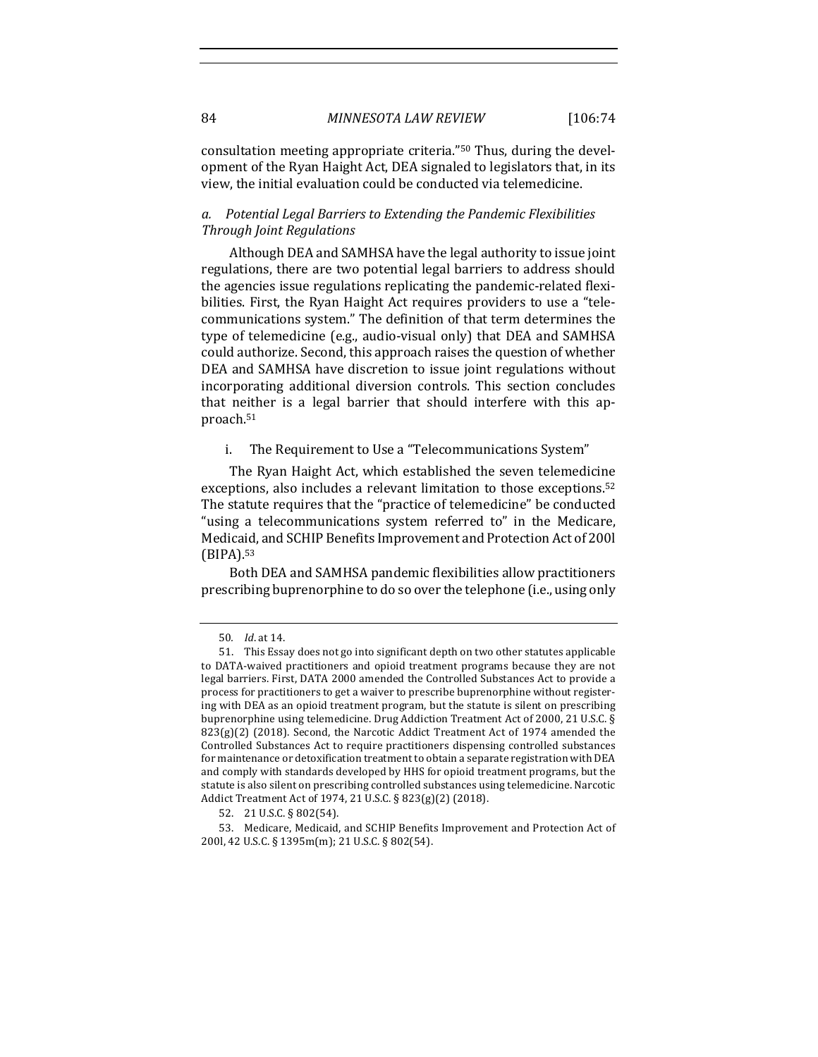consultation meeting appropriate criteria."[50] Thus, during the development of the Ryan Haight Act, DEA signaled to legislators that, in its view, the initial evaluation could be conducted via telemedicine.

### *a. Potential Legal Barriers to Extending the Pandemic Flexibilities Through Joint Regulations*

Although DEA and SAMHSA have the legal authority to issue joint regulations, there are two potential legal barriers to address should the agencies issue regulations replicating the pandemic-related flexibilities. First, the Ryan Haight Act requires providers to use a "telecommunications system." The definition of that term determines the type of telemedicine (e.g., audio-visual only) that DEA and SAMHSA could authorize. Second, this approach raises the question of whether DEA and SAMHSA have discretion to issue joint regulations without incorporating additional diversion controls. This section concludes that neither is a legal barrier that should interfere with this approach.[51]

#### i. The Requirement to Use a "Telecommunications System"

The Ryan Haight Act, which established the seven telemedicine exceptions, also includes a relevant limitation to those exceptions.[52] The statute requires that the "practice of telemedicine" be conducted "using a telecommunications system referred to" in the Medicare, Medicaid, and SCHIP Benefits Improvement and Protection Act of 200l (BIPA).[53]

Both DEA and SAMHSA pandemic flexibilities allow practitioners prescribing buprenorphine to do so over the telephone (i.e., using only

---

50. *Id.* at 14.

51. This Essay does not go into significant depth on two other statutes applicable to DATA-waived practitioners and opioid treatment programs because they are not legal barriers. First, DATA 2000 amended the Controlled Substances Act to provide a process for practitioners to get a waiver to prescribe buprenorphine without registering with DEA as an opioid treatment program, but the statute is silent on prescribing buprenorphine using telemedicine. Drug Addiction Treatment Act of 2000, 21 U.S.C. § 823(g)(2) (2018). Second, the Narcotic Addict Treatment Act of 1974 amended the Controlled Substances Act to require practitioners dispensing controlled substances for maintenance or detoxification treatment to obtain a separate registration with DEA and comply with standards developed by HHS for opioid treatment programs, but the statute is also silent on prescribing controlled substances using telemedicine. Narcotic Addict Treatment Act of 1974, 21 U.S.C. § 823(g)(2) (2018).

52. 21 U.S.C. § 802(54).

53. Medicare, Medicaid, and SCHIP Benefits Improvement and Protection Act of 200l, 42 U.S.C. § 1395m(m); 21 U.S.C. § 802(54).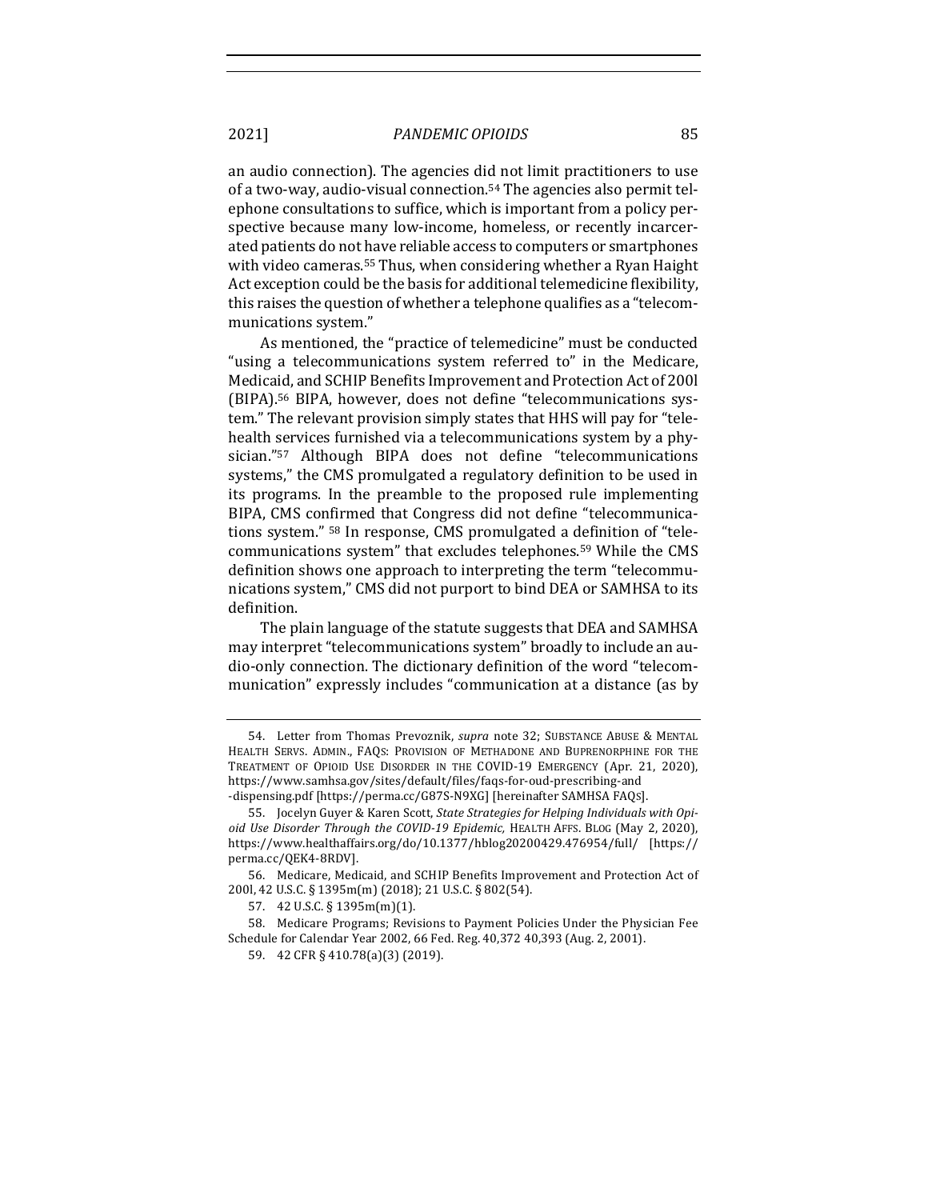an audio connection). The agencies did not limit practitioners to use of a two-way, audio-visual connection.[54] The agencies also permit telephone consultations to suffice, which is important from a policy perspective because many low-income, homeless, or recently incarcerated patients do not have reliable access to computers or smartphones with video cameras.[55] Thus, when considering whether a Ryan Haight Act exception could be the basis for additional telemedicine flexibility, this raises the question of whether a telephone qualifies as a "telecommunications system."

As mentioned, the "practice of telemedicine" must be conducted "using a telecommunications system referred to" in the Medicare, Medicaid, and SCHIP Benefits Improvement and Protection Act of 200l (BIPA).[56] BIPA, however, does not define "telecommunications system." The relevant provision simply states that HHS will pay for "telehealth services furnished via a telecommunications system by a physician."[57] Although BIPA does not define "telecommunications systems," the CMS promulgated a regulatory definition to be used in its programs. In the preamble to the proposed rule implementing BIPA, CMS confirmed that Congress did not define "telecommunications system." [58] In response, CMS promulgated a definition of "telecommunications system" that excludes telephones.[59] While the CMS definition shows one approach to interpreting the term "telecommunications system," CMS did not purport to bind DEA or SAMHSA to its definition.

The plain language of the statute suggests that DEA and SAMHSA may interpret "telecommunications system" broadly to include an audio-only connection. The dictionary definition of the word "telecommunication" expressly includes "communication at a distance (as by

---

54. Letter from Thomas Prevoznik, *supra* note 32; SUBSTANCE ABUSE & MENTAL HEALTH SERVS. ADMIN., FAQS: PROVISION OF METHADONE AND BUPRENORPHINE FOR THE TREATMENT OF OPIOID USE DISORDER IN THE COVID-19 EMERGENCY (Apr. 21, 2020), https://www.samhsa.gov/sites/default/files/faqs-for-oud-prescribing-and-dispensing.pdf [https://perma.cc/G87S-N9XG] [hereinafter SAMHSA FAQS].

55. Jocelyn Guyer & Karen Scott, *State Strategies for Helping Individuals with Opioid Use Disorder Through the COVID-19 Epidemic*, HEALTH AFFS. BLOG (May 2, 2020), https://www.healthaffairs.org/do/10.1377/hblog20200429.476954/full/ [https://perma.cc/QEK4-8RDV].

56. Medicare, Medicaid, and SCHIP Benefits Improvement and Protection Act of 200l, 42 U.S.C. § 1395m(m) (2018); 21 U.S.C. § 802(54).

57. 42 U.S.C. § 1395m(m)(1).

58. Medicare Programs; Revisions to Payment Policies Under the Physician Fee Schedule for Calendar Year 2002, 66 Fed. Reg. 40,372 40,393 (Aug. 2, 2001).

59. 42 CFR § 410.78(a)(3) (2019).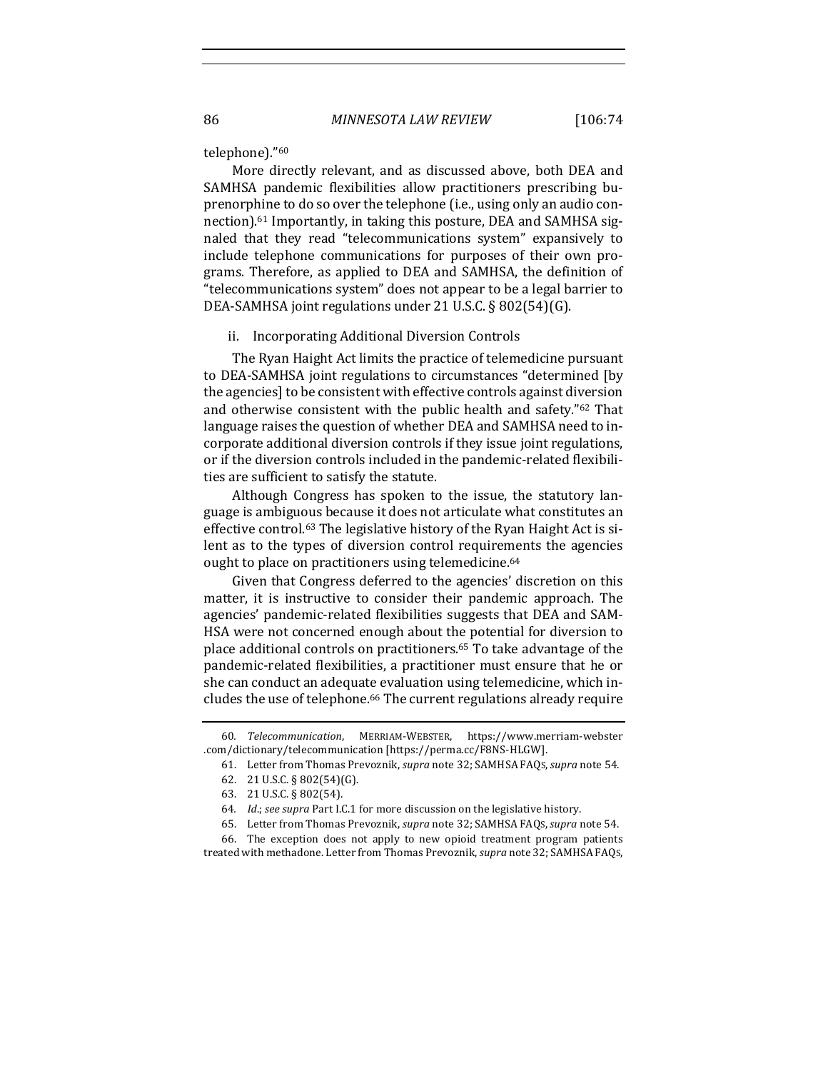telephone)."[60]

More directly relevant, and as discussed above, both DEA and SAMHSA pandemic flexibilities allow practitioners prescribing buprenorphine to do so over the telephone (i.e., using only an audio connection).[61] Importantly, in taking this posture, DEA and SAMHSA signaled that they read "telecommunications system" expansively to include telephone communications for purposes of their own programs. Therefore, as applied to DEA and SAMHSA, the definition of "telecommunications system" does not appear to be a legal barrier to DEA-SAMHSA joint regulations under 21 U.S.C. § 802(54)(G).

ii. Incorporating Additional Diversion Controls

The Ryan Haight Act limits the practice of telemedicine pursuant to DEA-SAMHSA joint regulations to circumstances "determined [by the agencies] to be consistent with effective controls against diversion and otherwise consistent with the public health and safety."[62] That language raises the question of whether DEA and SAMHSA need to incorporate additional diversion controls if they issue joint regulations, or if the diversion controls included in the pandemic-related flexibilities are sufficient to satisfy the statute.

Although Congress has spoken to the issue, the statutory language is ambiguous because it does not articulate what constitutes an effective control.[63] The legislative history of the Ryan Haight Act is silent as to the types of diversion control requirements the agencies ought to place on practitioners using telemedicine.[64]

Given that Congress deferred to the agencies' discretion on this matter, it is instructive to consider their pandemic approach. The agencies' pandemic-related flexibilities suggests that DEA and SAMHSA were not concerned enough about the potential for diversion to place additional controls on practitioners.[65] To take advantage of the pandemic-related flexibilities, a practitioner must ensure that he or she can conduct an adequate evaluation using telemedicine, which includes the use of telephone.[66] The current regulations already require

---

60. *Telecommunication*, MERRIAM-WEBSTER, https://www.merriam-webster.com/dictionary/telecommunication [https://perma.cc/F8NS-HLGW].

61. Letter from Thomas Prevoznik, *supra* note 32; SAMHSA FAQS, *supra* note 54.

62. 21 U.S.C. § 802(54)(G).

63. 21 U.S.C. § 802(54).

64. *Id.*; *see supra* Part I.C.1 for more discussion on the legislative history.

65. Letter from Thomas Prevoznik, *supra* note 32; SAMHSA FAQS, *supra* note 54.

66. The exception does not apply to new opioid treatment program patients treated with methadone. Letter from Thomas Prevoznik, *supra* note 32; SAMHSA FAQS,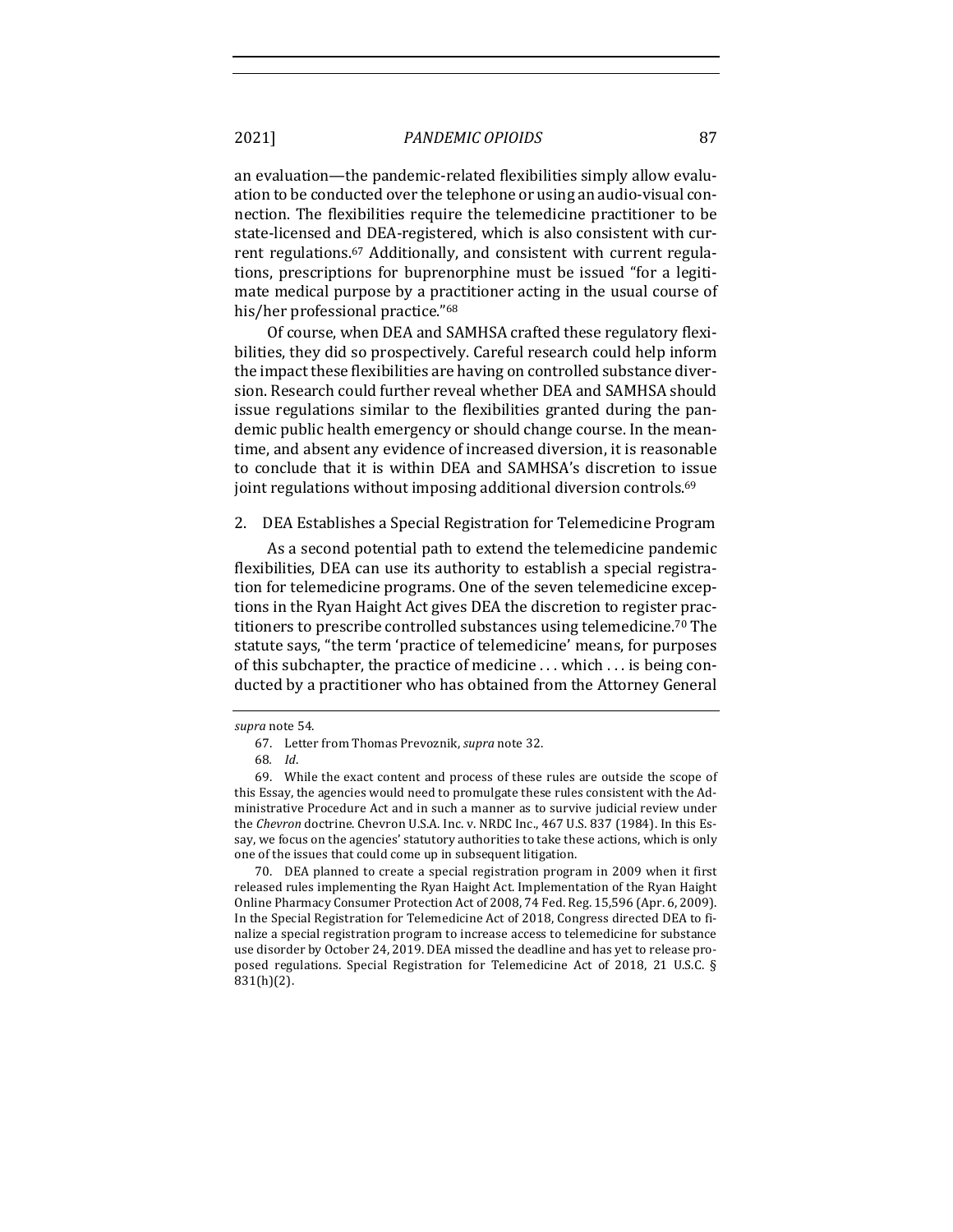an evaluation—the pandemic-related flexibilities simply allow evaluation to be conducted over the telephone or using an audio-visual connection. The flexibilities require the telemedicine practitioner to be state-licensed and DEA-registered, which is also consistent with current regulations.[67] Additionally, and consistent with current regulations, prescriptions for buprenorphine must be issued "for a legitimate medical purpose by a practitioner acting in the usual course of his/her professional practice."[68]

Of course, when DEA and SAMHSA crafted these regulatory flexibilities, they did so prospectively. Careful research could help inform the impact these flexibilities are having on controlled substance diversion. Research could further reveal whether DEA and SAMHSA should issue regulations similar to the flexibilities granted during the pandemic public health emergency or should change course. In the meantime, and absent any evidence of increased diversion, it is reasonable to conclude that it is within DEA and SAMHSA's discretion to issue joint regulations without imposing additional diversion controls.[69]

### 2. DEA Establishes a Special Registration for Telemedicine Program

As a second potential path to extend the telemedicine pandemic flexibilities, DEA can use its authority to establish a special registration for telemedicine programs. One of the seven telemedicine exceptions in the Ryan Haight Act gives DEA the discretion to register practitioners to prescribe controlled substances using telemedicine.[70] The statute says, "the term 'practice of telemedicine' means, for purposes of this subchapter, the practice of medicine . . . which . . . is being conducted by a practitioner who has obtained from the Attorney General

---

*supra* note 54.

67. Letter from Thomas Prevoznik, *supra* note 32.

68. *Id*.

69. While the exact content and process of these rules are outside the scope of this Essay, the agencies would need to promulgate these rules consistent with the Administrative Procedure Act and in such a manner as to survive judicial review under the *Chevron* doctrine. Chevron U.S.A. Inc. v. NRDC Inc., 467 U.S. 837 (1984). In this Essay, we focus on the agencies' statutory authorities to take these actions, which is only one of the issues that could come up in subsequent litigation.

70. DEA planned to create a special registration program in 2009 when it first released rules implementing the Ryan Haight Act. Implementation of the Ryan Haight Online Pharmacy Consumer Protection Act of 2008, 74 Fed. Reg. 15,596 (Apr. 6, 2009). In the Special Registration for Telemedicine Act of 2018, Congress directed DEA to finalize a special registration program to increase access to telemedicine for substance use disorder by October 24, 2019. DEA missed the deadline and has yet to release proposed regulations. Special Registration for Telemedicine Act of 2018, 21 U.S.C. § 831(h)(2).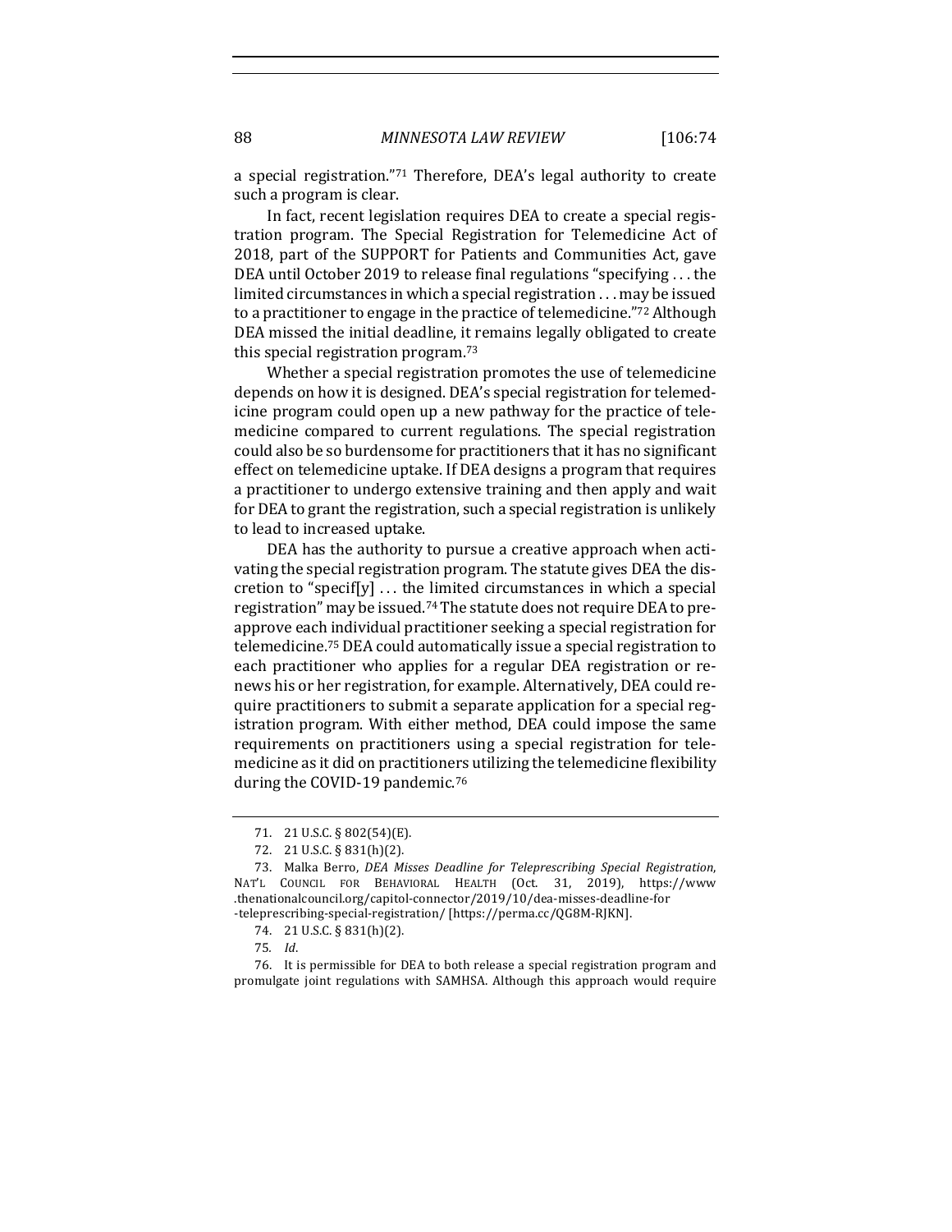a special registration."[71] Therefore, DEA's legal authority to create such a program is clear.

In fact, recent legislation requires DEA to create a special registration program. The Special Registration for Telemedicine Act of 2018, part of the SUPPORT for Patients and Communities Act, gave DEA until October 2019 to release final regulations "specifying . . . the limited circumstances in which a special registration . . . may be issued to a practitioner to engage in the practice of telemedicine."[72] Although DEA missed the initial deadline, it remains legally obligated to create this special registration program.[73]

Whether a special registration promotes the use of telemedicine depends on how it is designed. DEA's special registration for telemedicine program could open up a new pathway for the practice of telemedicine compared to current regulations. The special registration could also be so burdensome for practitioners that it has no significant effect on telemedicine uptake. If DEA designs a program that requires a practitioner to undergo extensive training and then apply and wait for DEA to grant the registration, such a special registration is unlikely to lead to increased uptake.

DEA has the authority to pursue a creative approach when activating the special registration program. The statute gives DEA the discretion to "specif[y] . . . the limited circumstances in which a special registration" may be issued.[74] The statute does not require DEA to preapprove each individual practitioner seeking a special registration for telemedicine.[75] DEA could automatically issue a special registration to each practitioner who applies for a regular DEA registration or renews his or her registration, for example. Alternatively, DEA could require practitioners to submit a separate application for a special registration program. With either method, DEA could impose the same requirements on practitioners using a special registration for telemedicine as it did on practitioners utilizing the telemedicine flexibility during the COVID-19 pandemic.[76]

---

71. 21 U.S.C. § 802(54)(E).

72. 21 U.S.C. § 831(h)(2).

73. Malka Berro, *DEA Misses Deadline for Teleprescribing Special Registration*, NAT'L COUNCIL FOR BEHAVIORAL HEALTH (Oct. 31, 2019), https://www.thenationalcouncil.org/capitol-connector/2019/10/dea-misses-deadline-for-teleprescribing-special-registration/ [https://perma.cc/QG8M-RJKN].

74. 21 U.S.C. § 831(h)(2).

75. *Id.*

76. It is permissible for DEA to both release a special registration program and promulgate joint regulations with SAMHSA. Although this approach would require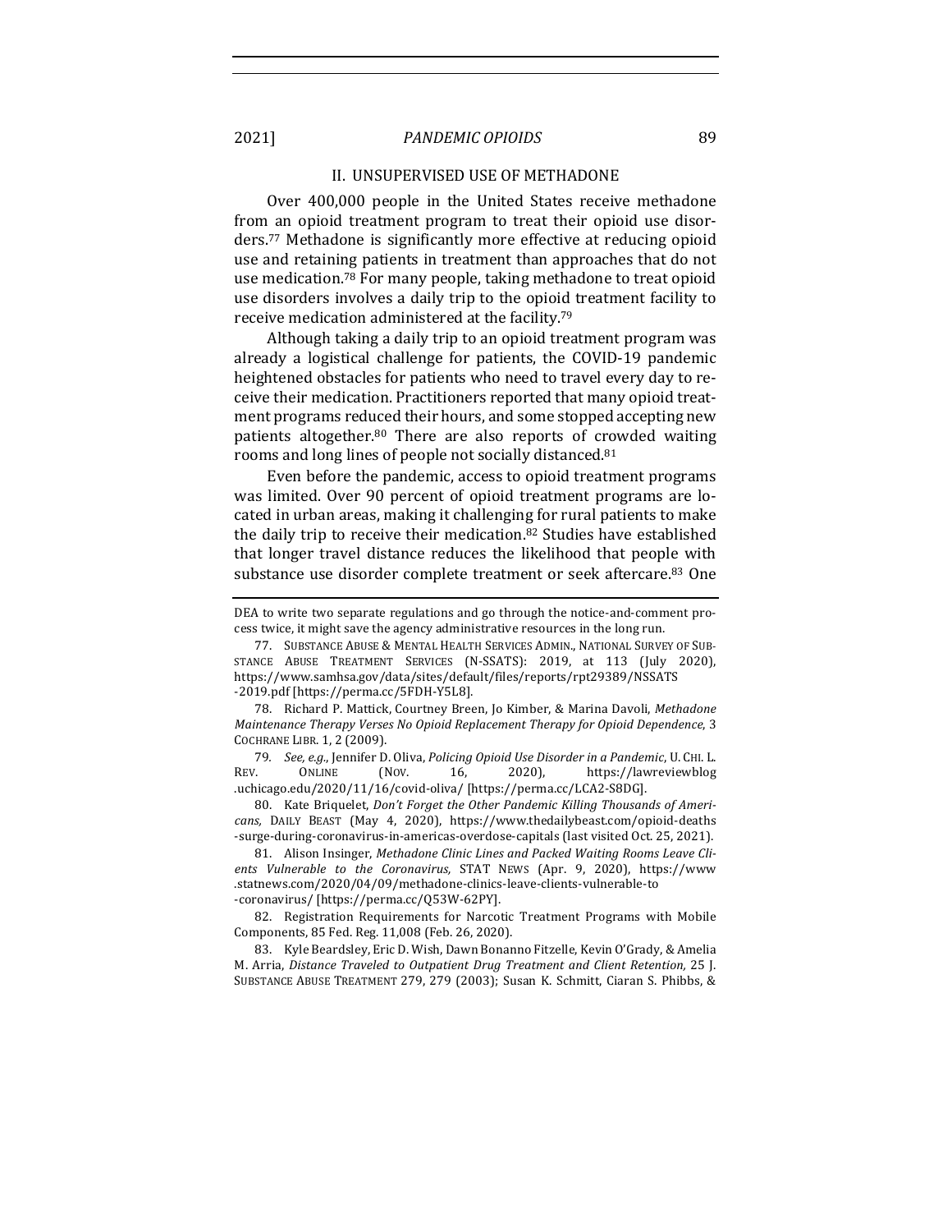## II. UNSUPERVISED USE OF METHADONE

Over 400,000 people in the United States receive methadone from an opioid treatment program to treat their opioid use disorders.[77] Methadone is significantly more effective at reducing opioid use and retaining patients in treatment than approaches that do not use medication.[78] For many people, taking methadone to treat opioid use disorders involves a daily trip to the opioid treatment facility to receive medication administered at the facility.[79]

Although taking a daily trip to an opioid treatment program was already a logistical challenge for patients, the COVID-19 pandemic heightened obstacles for patients who need to travel every day to receive their medication. Practitioners reported that many opioid treatment programs reduced their hours, and some stopped accepting new patients altogether.[80] There are also reports of crowded waiting rooms and long lines of people not socially distanced.[81]

Even before the pandemic, access to opioid treatment programs was limited. Over 90 percent of opioid treatment programs are located in urban areas, making it challenging for rural patients to make the daily trip to receive their medication.[82] Studies have established that longer travel distance reduces the likelihood that people with substance use disorder complete treatment or seek aftercare.[83] One

---

DEA to write two separate regulations and go through the notice-and-comment process twice, it might save the agency administrative resources in the long run.

77. SUBSTANCE ABUSE & MENTAL HEALTH SERVICES ADMIN., NATIONAL SURVEY OF SUBSTANCE ABUSE TREATMENT SERVICES (N-SSATS): 2019, at 113 (July 2020), https://www.samhsa.gov/data/sites/default/files/reports/rpt29389/NSSATS-2019.pdf [https://perma.cc/5FDH-Y5L8].

78. Richard P. Mattick, Courtney Breen, Jo Kimber, & Marina Davoli, *Methadone Maintenance Therapy Verses No Opioid Replacement Therapy for Opioid Dependence*, 3 COCHRANE LIBR. 1, 2 (2009).

79. *See, e.g.*, Jennifer D. Oliva, *Policing Opioid Use Disorder in a Pandemic*, U. CHI. L. REV. ONLINE (Nov. 16, 2020), https://lawreviewblog.uchicago.edu/2020/11/16/covid-oliva/ [https://perma.cc/LCA2-S8DG].

80. Kate Briquelet, *Don't Forget the Other Pandemic Killing Thousands of Americans,* DAILY BEAST (May 4, 2020), https://www.thedailybeast.com/opioid-deaths-surge-during-coronavirus-in-americas-overdose-capitals (last visited Oct. 25, 2021).

81. Alison Insinger, *Methadone Clinic Lines and Packed Waiting Rooms Leave Clients Vulnerable to the Coronavirus,* STAT NEWS (Apr. 9, 2020), https://www.statnews.com/2020/04/09/methadone-clinics-leave-clients-vulnerable-to-coronavirus/ [https://perma.cc/Q53W-62PY].

82. Registration Requirements for Narcotic Treatment Programs with Mobile Components, 85 Fed. Reg. 11,008 (Feb. 26, 2020).

83. Kyle Beardsley, Eric D. Wish, Dawn Bonanno Fitzelle, Kevin O'Grady, & Amelia M. Arria, *Distance Traveled to Outpatient Drug Treatment and Client Retention,* 25 J. SUBSTANCE ABUSE TREATMENT 279, 279 (2003); Susan K. Schmitt, Ciaran S. Phibbs, &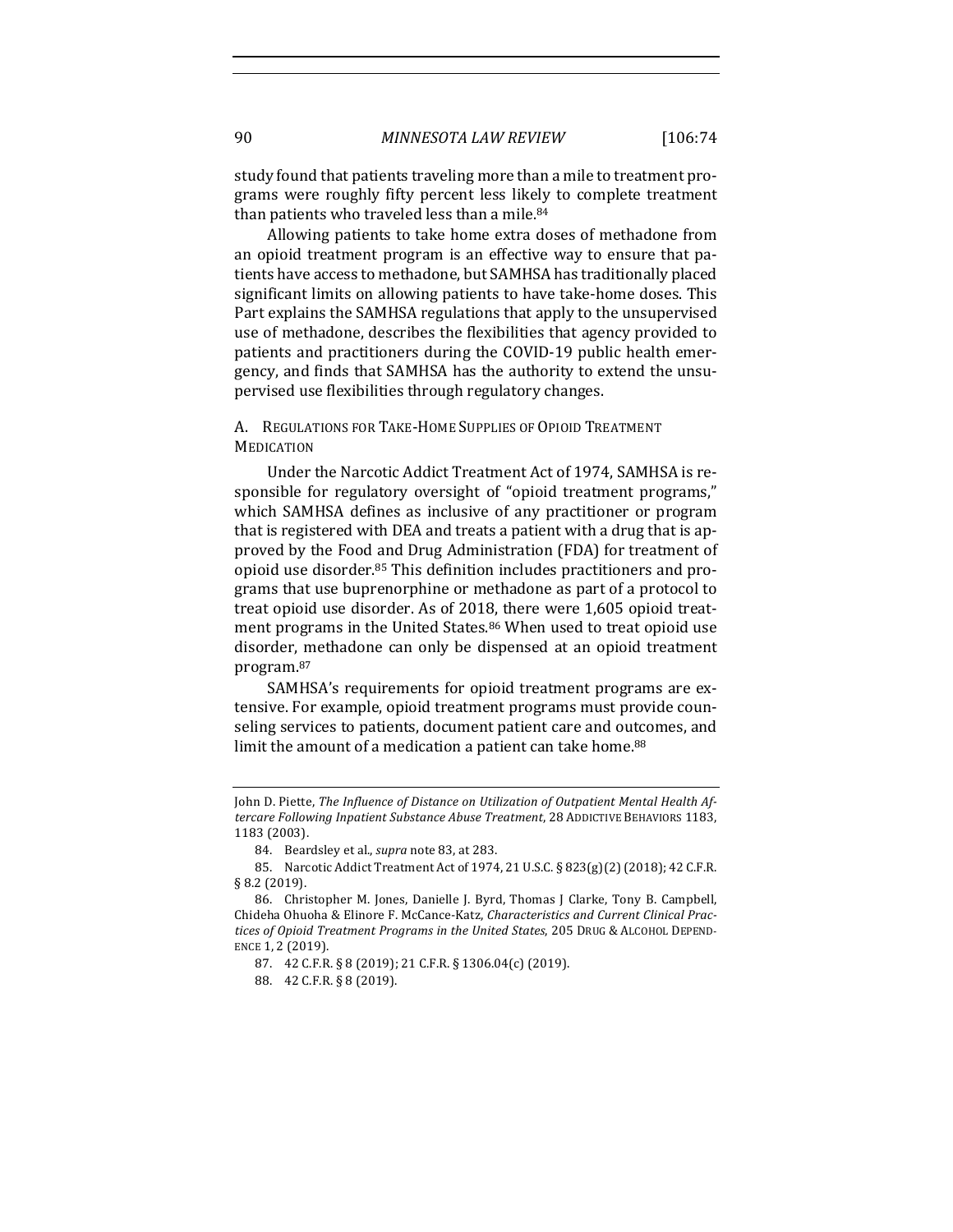study found that patients traveling more than a mile to treatment programs were roughly fifty percent less likely to complete treatment than patients who traveled less than a mile.[84]

Allowing patients to take home extra doses of methadone from an opioid treatment program is an effective way to ensure that patients have access to methadone, but SAMHSA has traditionally placed significant limits on allowing patients to have take-home doses. This Part explains the SAMHSA regulations that apply to the unsupervised use of methadone, describes the flexibilities that agency provided to patients and practitioners during the COVID-19 public health emergency, and finds that SAMHSA has the authority to extend the unsupervised use flexibilities through regulatory changes.

### A. Regulations for Take-Home Supplies of Opioid Treatment Medication

Under the Narcotic Addict Treatment Act of 1974, SAMHSA is responsible for regulatory oversight of "opioid treatment programs," which SAMHSA defines as inclusive of any practitioner or program that is registered with DEA and treats a patient with a drug that is approved by the Food and Drug Administration (FDA) for treatment of opioid use disorder.[85] This definition includes practitioners and programs that use buprenorphine or methadone as part of a protocol to treat opioid use disorder. As of 2018, there were 1,605 opioid treatment programs in the United States.[86] When used to treat opioid use disorder, methadone can only be dispensed at an opioid treatment program.[87]

SAMHSA's requirements for opioid treatment programs are extensive. For example, opioid treatment programs must provide counseling services to patients, document patient care and outcomes, and limit the amount of a medication a patient can take home.[88]

---

John D. Piette, *The Influence of Distance on Utilization of Outpatient Mental Health Aftercare Following Inpatient Substance Abuse Treatment*, 28 ADDICTIVE BEHAVIORS 1183, 1183 (2003).

84. Beardsley et al., *supra* note 83, at 283.

85. Narcotic Addict Treatment Act of 1974, 21 U.S.C. § 823(g)(2) (2018); 42 C.F.R. § 8.2 (2019).

86. Christopher M. Jones, Danielle J. Byrd, Thomas J Clarke, Tony B. Campbell, Chideha Ohuoha & Elinore F. McCance-Katz, *Characteristics and Current Clinical Practices of Opioid Treatment Programs in the United States*, 205 DRUG & ALCOHOL DEPENDENCE 1, 2 (2019).

87. 42 C.F.R. § 8 (2019); 21 C.F.R. § 1306.04(c) (2019).

88. 42 C.F.R. § 8 (2019).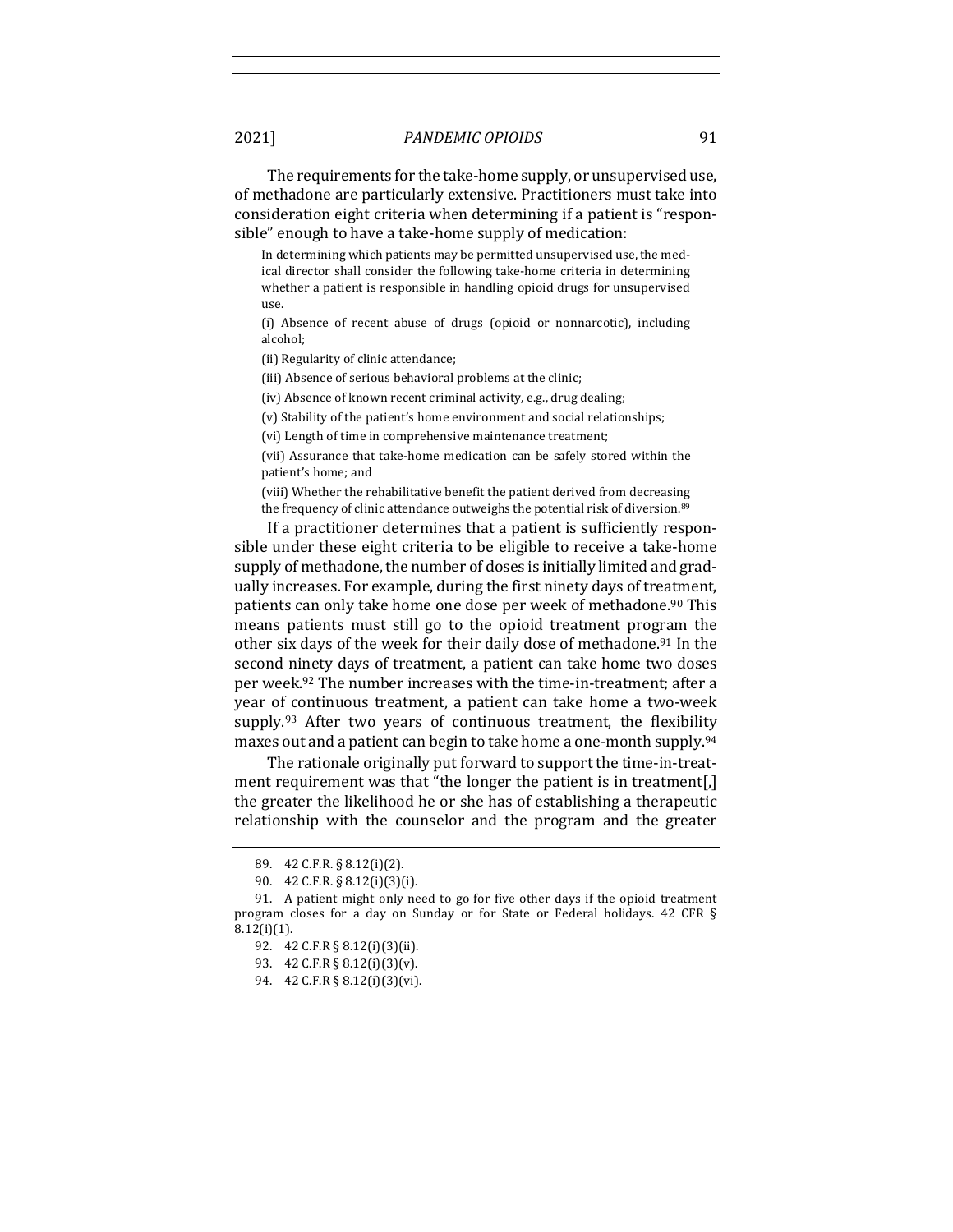The requirements for the take-home supply, or unsupervised use, of methadone are particularly extensive. Practitioners must take into consideration eight criteria when determining if a patient is "responsible" enough to have a take-home supply of medication:

> In determining which patients may be permitted unsupervised use, the medical director shall consider the following take-home criteria in determining whether a patient is responsible in handling opioid drugs for unsupervised use.
>
> (i) Absence of recent abuse of drugs (opioid or nonnarcotic), including alcohol;
>
> (ii) Regularity of clinic attendance;
>
> (iii) Absence of serious behavioral problems at the clinic;
>
> (iv) Absence of known recent criminal activity, e.g., drug dealing;
>
> (v) Stability of the patient's home environment and social relationships;
>
> (vi) Length of time in comprehensive maintenance treatment;
>
> (vii) Assurance that take-home medication can be safely stored within the patient's home; and
>
> (viii) Whether the rehabilitative benefit the patient derived from decreasing the frequency of clinic attendance outweighs the potential risk of diversion.[89]

If a practitioner determines that a patient is sufficiently responsible under these eight criteria to be eligible to receive a take-home supply of methadone, the number of doses is initially limited and gradually increases. For example, during the first ninety days of treatment, patients can only take home one dose per week of methadone.[90] This means patients must still go to the opioid treatment program the other six days of the week for their daily dose of methadone.[91] In the second ninety days of treatment, a patient can take home two doses per week.[92] The number increases with the time-in-treatment; after a year of continuous treatment, a patient can take home a two-week supply.[93] After two years of continuous treatment, the flexibility maxes out and a patient can begin to take home a one-month supply.[94]

The rationale originally put forward to support the time-in-treatment requirement was that "the longer the patient is in treatment[,] the greater the likelihood he or she has of establishing a therapeutic relationship with the counselor and the program and the greater

89. 42 C.F.R. § 8.12(i)(2).

90. 42 C.F.R. § 8.12(i)(3)(i).

91. A patient might only need to go for five other days if the opioid treatment program closes for a day on Sunday or for State or Federal holidays. 42 CFR § 8.12(i)(1).

92. 42 C.F.R § 8.12(i)(3)(ii).

93. 42 C.F.R § 8.12(i)(3)(v).

94. 42 C.F.R § 8.12(i)(3)(vi).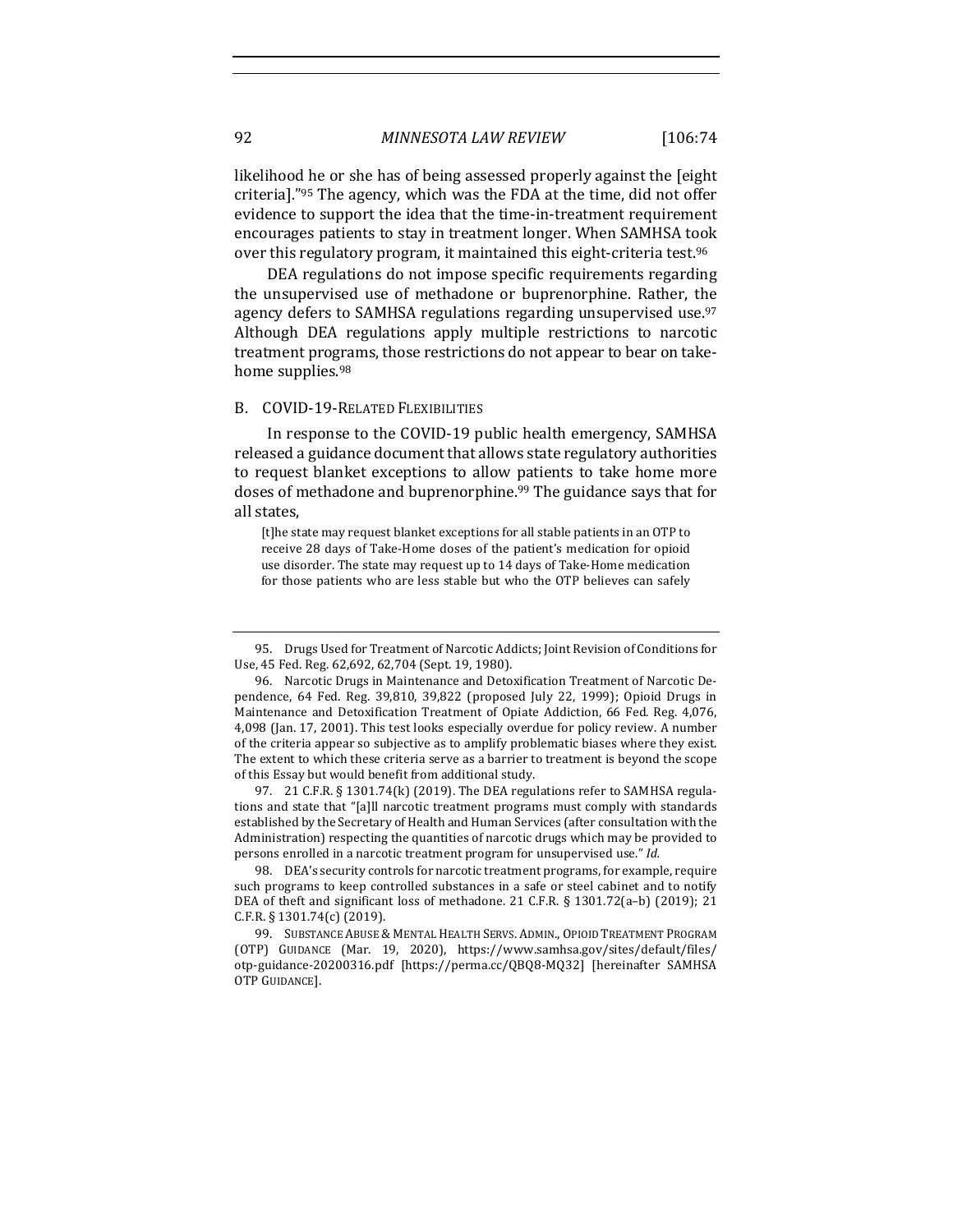likelihood he or she has of being assessed properly against the [eight criteria]."[95] The agency, which was the FDA at the time, did not offer evidence to support the idea that the time-in-treatment requirement encourages patients to stay in treatment longer. When SAMHSA took over this regulatory program, it maintained this eight-criteria test.[96]

DEA regulations do not impose specific requirements regarding the unsupervised use of methadone or buprenorphine. Rather, the agency defers to SAMHSA regulations regarding unsupervised use.[97] Although DEA regulations apply multiple restrictions to narcotic treatment programs, those restrictions do not appear to bear on take-home supplies.[98]

### B. COVID-19-Related Flexibilities

In response to the COVID-19 public health emergency, SAMHSA released a guidance document that allows state regulatory authorities to request blanket exceptions to allow patients to take home more doses of methadone and buprenorphine.[99] The guidance says that for all states,

> [t]he state may request blanket exceptions for all stable patients in an OTP to receive 28 days of Take-Home doses of the patient's medication for opioid use disorder. The state may request up to 14 days of Take-Home medication for those patients who are less stable but who the OTP believes can safely

---

95. Drugs Used for Treatment of Narcotic Addicts; Joint Revision of Conditions for Use, 45 Fed. Reg. 62,692, 62,704 (Sept. 19, 1980).

96. Narcotic Drugs in Maintenance and Detoxification Treatment of Narcotic Dependence, 64 Fed. Reg. 39,810, 39,822 (proposed July 22, 1999); Opioid Drugs in Maintenance and Detoxification Treatment of Opiate Addiction, 66 Fed. Reg. 4,076, 4,098 (Jan. 17, 2001). This test looks especially overdue for policy review. A number of the criteria appear so subjective as to amplify problematic biases where they exist. The extent to which these criteria serve as a barrier to treatment is beyond the scope of this Essay but would benefit from additional study.

97. 21 C.F.R. § 1301.74(k) (2019). The DEA regulations refer to SAMHSA regulations and state that "[a]ll narcotic treatment programs must comply with standards established by the Secretary of Health and Human Services (after consultation with the Administration) respecting the quantities of narcotic drugs which may be provided to persons enrolled in a narcotic treatment program for unsupervised use." *Id.*

98. DEA's security controls for narcotic treatment programs, for example, require such programs to keep controlled substances in a safe or steel cabinet and to notify DEA of theft and significant loss of methadone. 21 C.F.R. § 1301.72(a–b) (2019); 21 C.F.R. § 1301.74(c) (2019).

99. Substance Abuse & Mental Health Servs. Admin., Opioid Treatment Program (OTP) Guidance (Mar. 19, 2020), https://www.samhsa.gov/sites/default/files/otp-guidance-20200316.pdf [https://perma.cc/QBQ8-MQ32] [hereinafter SAMHSA OTP Guidance].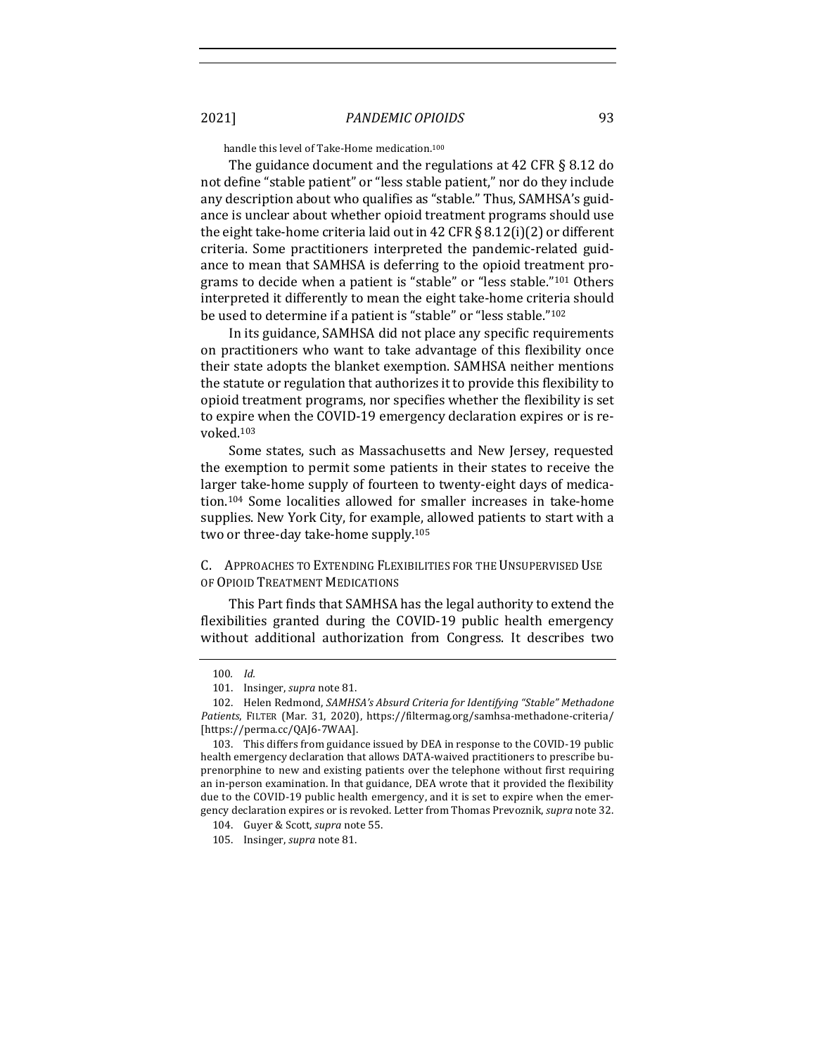handle this level of Take-Home medication.[100]

The guidance document and the regulations at 42 CFR § 8.12 do not define "stable patient" or "less stable patient," nor do they include any description about who qualifies as "stable." Thus, SAMHSA's guidance is unclear about whether opioid treatment programs should use the eight take-home criteria laid out in 42 CFR § 8.12(i)(2) or different criteria. Some practitioners interpreted the pandemic-related guidance to mean that SAMHSA is deferring to the opioid treatment programs to decide when a patient is "stable" or "less stable."[101] Others interpreted it differently to mean the eight take-home criteria should be used to determine if a patient is "stable" or "less stable."[102]

In its guidance, SAMHSA did not place any specific requirements on practitioners who want to take advantage of this flexibility once their state adopts the blanket exemption. SAMHSA neither mentions the statute or regulation that authorizes it to provide this flexibility to opioid treatment programs, nor specifies whether the flexibility is set to expire when the COVID-19 emergency declaration expires or is revoked.[103]

Some states, such as Massachusetts and New Jersey, requested the exemption to permit some patients in their states to receive the larger take-home supply of fourteen to twenty-eight days of medication.[104] Some localities allowed for smaller increases in take-home supplies. New York City, for example, allowed patients to start with a two or three-day take-home supply.[105]

### C. Approaches to Extending Flexibilities for the Unsupervised Use of Opioid Treatment Medications

This Part finds that SAMHSA has the legal authority to extend the flexibilities granted during the COVID-19 public health emergency without additional authorization from Congress. It describes two

---

100. *Id.*

101. Insinger, *supra* note 81.

102. Helen Redmond, *SAMHSA's Absurd Criteria for Identifying "Stable" Methadone Patients*, FILTER (Mar. 31, 2020), https://filtermag.org/samhsa-methadone-criteria/ [https://perma.cc/QAJ6-7WAA].

103. This differs from guidance issued by DEA in response to the COVID-19 public health emergency declaration that allows DATA-waived practitioners to prescribe buprenorphine to new and existing patients over the telephone without first requiring an in-person examination. In that guidance, DEA wrote that it provided the flexibility due to the COVID-19 public health emergency, and it is set to expire when the emergency declaration expires or is revoked. Letter from Thomas Prevoznik, *supra* note 32.

104. Guyer & Scott, *supra* note 55.

105. Insinger, *supra* note 81.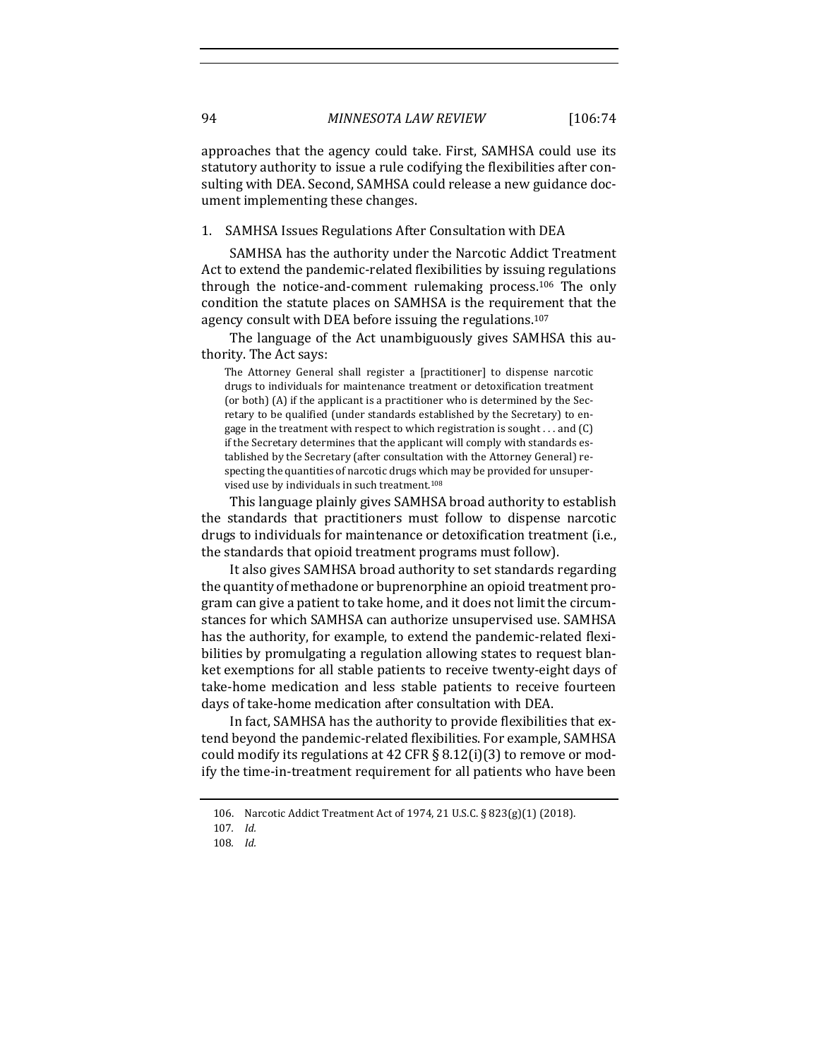approaches that the agency could take. First, SAMHSA could use its statutory authority to issue a rule codifying the flexibilities after consulting with DEA. Second, SAMHSA could release a new guidance document implementing these changes.

### 1. SAMHSA Issues Regulations After Consultation with DEA

SAMHSA has the authority under the Narcotic Addict Treatment Act to extend the pandemic-related flexibilities by issuing regulations through the notice-and-comment rulemaking process.[106] The only condition the statute places on SAMHSA is the requirement that the agency consult with DEA before issuing the regulations.[107]

The language of the Act unambiguously gives SAMHSA this authority. The Act says:

> The Attorney General shall register a [practitioner] to dispense narcotic drugs to individuals for maintenance treatment or detoxification treatment (or both) (A) if the applicant is a practitioner who is determined by the Secretary to be qualified (under standards established by the Secretary) to engage in the treatment with respect to which registration is sought . . . and (C) if the Secretary determines that the applicant will comply with standards established by the Secretary (after consultation with the Attorney General) respecting the quantities of narcotic drugs which may be provided for unsupervised use by individuals in such treatment.[108]

This language plainly gives SAMHSA broad authority to establish the standards that practitioners must follow to dispense narcotic drugs to individuals for maintenance or detoxification treatment (i.e., the standards that opioid treatment programs must follow).

It also gives SAMHSA broad authority to set standards regarding the quantity of methadone or buprenorphine an opioid treatment program can give a patient to take home, and it does not limit the circumstances for which SAMHSA can authorize unsupervised use. SAMHSA has the authority, for example, to extend the pandemic-related flexibilities by promulgating a regulation allowing states to request blanket exemptions for all stable patients to receive twenty-eight days of take-home medication and less stable patients to receive fourteen days of take-home medication after consultation with DEA.

In fact, SAMHSA has the authority to provide flexibilities that extend beyond the pandemic-related flexibilities. For example, SAMHSA could modify its regulations at 42 CFR § 8.12(i)(3) to remove or modify the time-in-treatment requirement for all patients who have been

---

106. Narcotic Addict Treatment Act of 1974, 21 U.S.C. § 823(g)(1) (2018).

107. *Id.*

108. *Id.*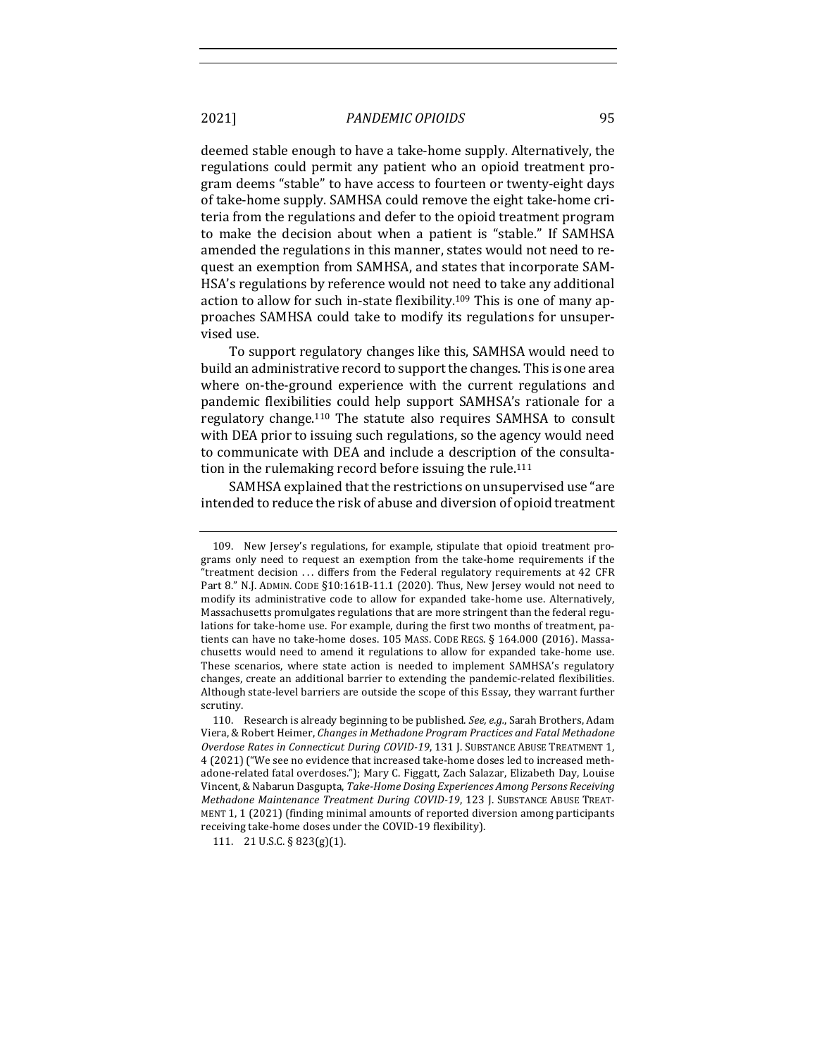deemed stable enough to have a take-home supply. Alternatively, the regulations could permit any patient who an opioid treatment program deems "stable" to have access to fourteen or twenty-eight days of take-home supply. SAMHSA could remove the eight take-home criteria from the regulations and defer to the opioid treatment program to make the decision about when a patient is "stable." If SAMHSA amended the regulations in this manner, states would not need to request an exemption from SAMHSA, and states that incorporate SAMHSA's regulations by reference would not need to take any additional action to allow for such in-state flexibility.[109] This is one of many approaches SAMHSA could take to modify its regulations for unsupervised use.

To support regulatory changes like this, SAMHSA would need to build an administrative record to support the changes. This is one area where on-the-ground experience with the current regulations and pandemic flexibilities could help support SAMHSA's rationale for a regulatory change.[110] The statute also requires SAMHSA to consult with DEA prior to issuing such regulations, so the agency would need to communicate with DEA and include a description of the consultation in the rulemaking record before issuing the rule.[111]

SAMHSA explained that the restrictions on unsupervised use "are intended to reduce the risk of abuse and diversion of opioid treatment

---

109. New Jersey's regulations, for example, stipulate that opioid treatment programs only need to request an exemption from the take-home requirements if the "treatment decision . . . differs from the Federal regulatory requirements at 42 CFR Part 8." N.J. ADMIN. CODE §10:161B-11.1 (2020). Thus, New Jersey would not need to modify its administrative code to allow for expanded take-home use. Alternatively, Massachusetts promulgates regulations that are more stringent than the federal regulations for take-home use. For example, during the first two months of treatment, patients can have no take-home doses. 105 MASS. CODE REGS. § 164.000 (2016). Massachusetts would need to amend it regulations to allow for expanded take-home use. These scenarios, where state action is needed to implement SAMHSA's regulatory changes, create an additional barrier to extending the pandemic-related flexibilities. Although state-level barriers are outside the scope of this Essay, they warrant further scrutiny.

110. Research is already beginning to be published. *See, e.g.*, Sarah Brothers, Adam Viera, & Robert Heimer, *Changes in Methadone Program Practices and Fatal Methadone Overdose Rates in Connecticut During COVID-19*, 131 J. SUBSTANCE ABUSE TREATMENT 1, 4 (2021) ("We see no evidence that increased take-home doses led to increased methadone-related fatal overdoses."); Mary C. Figgatt, Zach Salazar, Elizabeth Day, Louise Vincent, & Nabarun Dasgupta, *Take-Home Dosing Experiences Among Persons Receiving Methadone Maintenance Treatment During COVID-19*, 123 J. SUBSTANCE ABUSE TREATMENT 1, 1 (2021) (finding minimal amounts of reported diversion among participants receiving take-home doses under the COVID-19 flexibility).

111. 21 U.S.C. § 823(g)(1).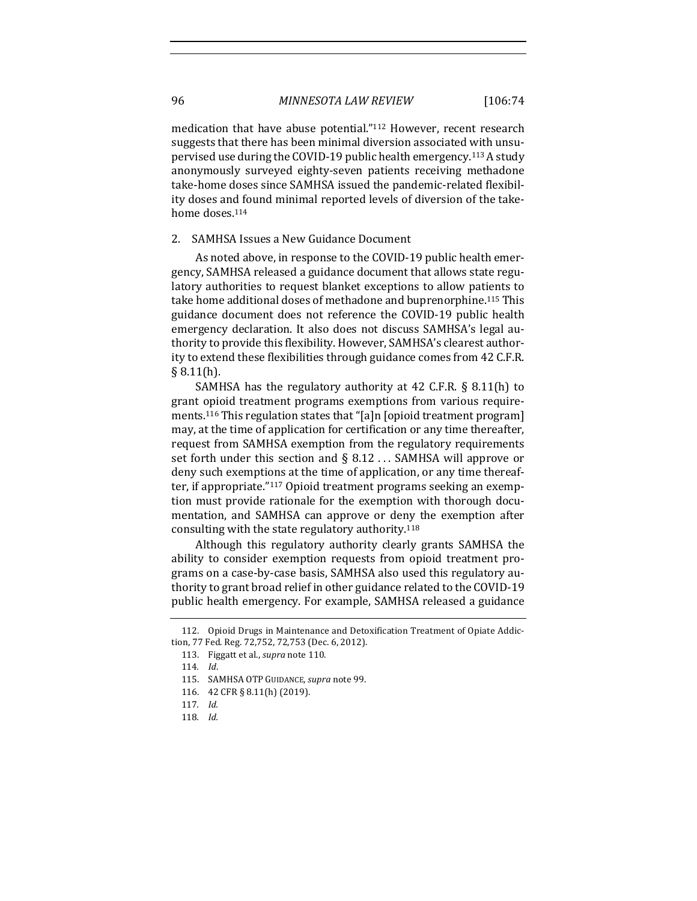medication that have abuse potential."[112] However, recent research suggests that there has been minimal diversion associated with unsupervised use during the COVID-19 public health emergency.[113] A study anonymously surveyed eighty-seven patients receiving methadone take-home doses since SAMHSA issued the pandemic-related flexibility doses and found minimal reported levels of diversion of the take-home doses.[114]

### 2. SAMHSA Issues a New Guidance Document

As noted above, in response to the COVID-19 public health emergency, SAMHSA released a guidance document that allows state regulatory authorities to request blanket exceptions to allow patients to take home additional doses of methadone and buprenorphine.[115] This guidance document does not reference the COVID-19 public health emergency declaration. It also does not discuss SAMHSA's legal authority to provide this flexibility. However, SAMHSA's clearest authority to extend these flexibilities through guidance comes from 42 C.F.R. § 8.11(h).

SAMHSA has the regulatory authority at 42 C.F.R. § 8.11(h) to grant opioid treatment programs exemptions from various requirements.[116] This regulation states that "[a]n [opioid treatment program] may, at the time of application for certification or any time thereafter, request from SAMHSA exemption from the regulatory requirements set forth under this section and § 8.12 . . . SAMHSA will approve or deny such exemptions at the time of application, or any time thereafter, if appropriate."[117] Opioid treatment programs seeking an exemption must provide rationale for the exemption with thorough documentation, and SAMHSA can approve or deny the exemption after consulting with the state regulatory authority.[118]

Although this regulatory authority clearly grants SAMHSA the ability to consider exemption requests from opioid treatment programs on a case-by-case basis, SAMHSA also used this regulatory authority to grant broad relief in other guidance related to the COVID-19 public health emergency. For example, SAMHSA released a guidance

---

112. Opioid Drugs in Maintenance and Detoxification Treatment of Opiate Addiction, 77 Fed. Reg. 72,752, 72,753 (Dec. 6, 2012).

113. Figgatt et al., *supra* note 110.

114. *Id*.

115. SAMHSA OTP GUIDANCE, *supra* note 99.

116. 42 CFR § 8.11(h) (2019).

117. *Id.*

118. *Id.*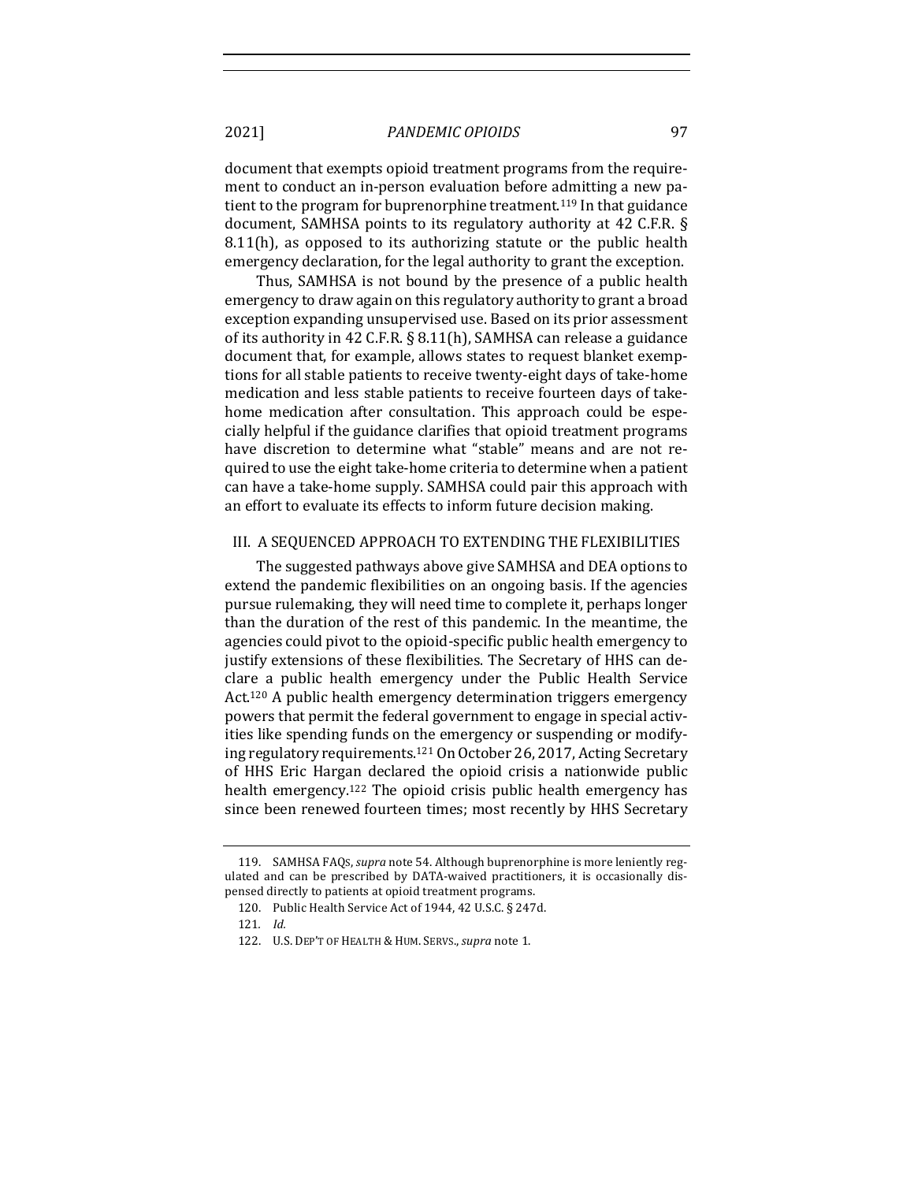document that exempts opioid treatment programs from the requirement to conduct an in-person evaluation before admitting a new patient to the program for buprenorphine treatment.[119] In that guidance document, SAMHSA points to its regulatory authority at 42 C.F.R. § 8.11(h), as opposed to its authorizing statute or the public health emergency declaration, for the legal authority to grant the exception.

Thus, SAMHSA is not bound by the presence of a public health emergency to draw again on this regulatory authority to grant a broad exception expanding unsupervised use. Based on its prior assessment of its authority in 42 C.F.R. § 8.11(h), SAMHSA can release a guidance document that, for example, allows states to request blanket exemptions for all stable patients to receive twenty-eight days of take-home medication and less stable patients to receive fourteen days of take-home medication after consultation. This approach could be especially helpful if the guidance clarifies that opioid treatment programs have discretion to determine what "stable" means and are not required to use the eight take-home criteria to determine when a patient can have a take-home supply. SAMHSA could pair this approach with an effort to evaluate its effects to inform future decision making.

## III. A SEQUENCED APPROACH TO EXTENDING THE FLEXIBILITIES

The suggested pathways above give SAMHSA and DEA options to extend the pandemic flexibilities on an ongoing basis. If the agencies pursue rulemaking, they will need time to complete it, perhaps longer than the duration of the rest of this pandemic. In the meantime, the agencies could pivot to the opioid-specific public health emergency to justify extensions of these flexibilities. The Secretary of HHS can declare a public health emergency under the Public Health Service Act.[120] A public health emergency determination triggers emergency powers that permit the federal government to engage in special activities like spending funds on the emergency or suspending or modifying regulatory requirements.[121] On October 26, 2017, Acting Secretary of HHS Eric Hargan declared the opioid crisis a nationwide public health emergency.[122] The opioid crisis public health emergency has since been renewed fourteen times; most recently by HHS Secretary

119. SAMHSA FAQS, *supra* note 54. Although buprenorphine is more leniently regulated and can be prescribed by DATA-waived practitioners, it is occasionally dispensed directly to patients at opioid treatment programs.

120. Public Health Service Act of 1944, 42 U.S.C. § 247d.

121. *Id.*

122. U.S. DEP'T OF HEALTH & HUM. SERVS., *supra* note 1.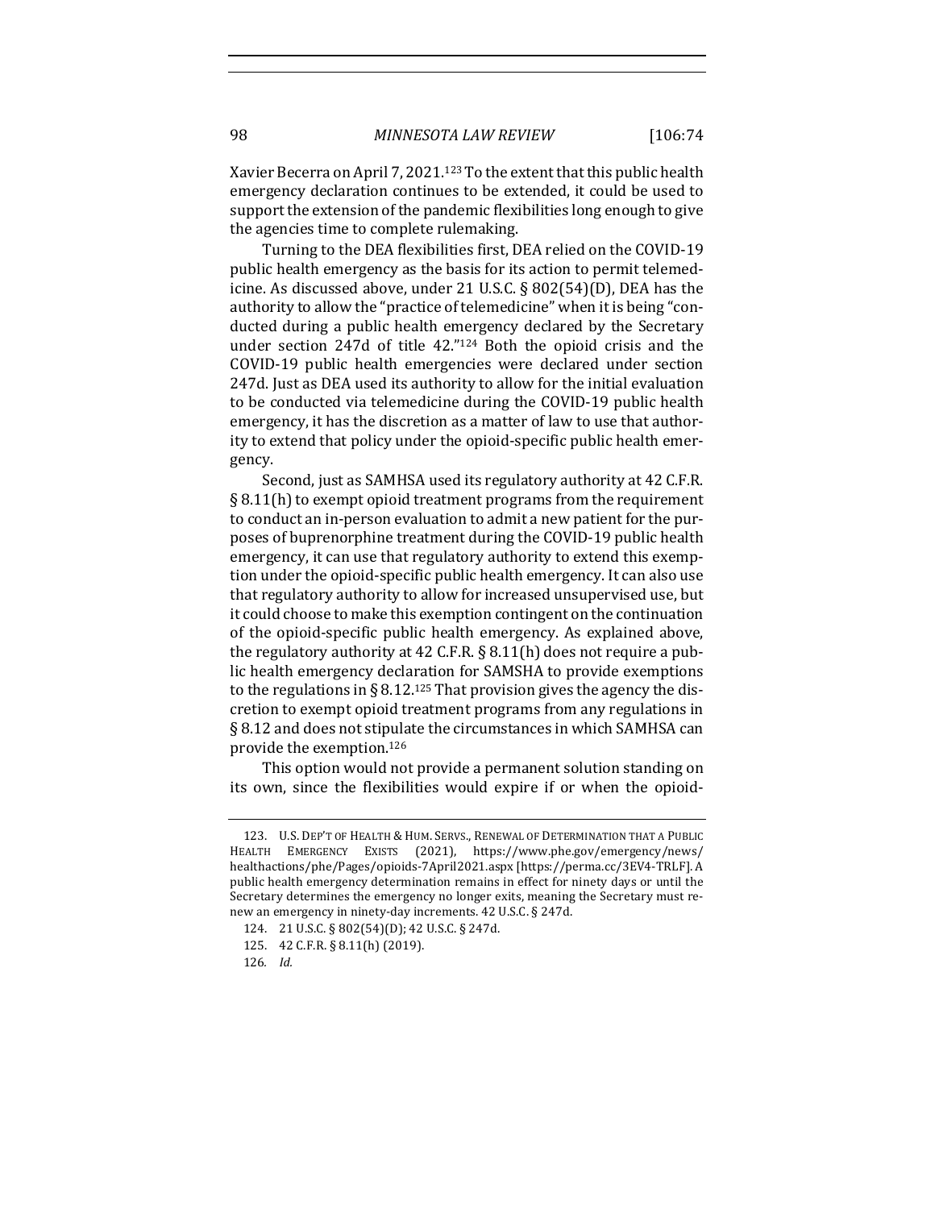Xavier Becerra on April 7, 2021.[123] To the extent that this public health emergency declaration continues to be extended, it could be used to support the extension of the pandemic flexibilities long enough to give the agencies time to complete rulemaking.

Turning to the DEA flexibilities first, DEA relied on the COVID-19 public health emergency as the basis for its action to permit telemedicine. As discussed above, under 21 U.S.C. § 802(54)(D), DEA has the authority to allow the "practice of telemedicine" when it is being "conducted during a public health emergency declared by the Secretary under section 247d of title 42."[124] Both the opioid crisis and the COVID-19 public health emergencies were declared under section 247d. Just as DEA used its authority to allow for the initial evaluation to be conducted via telemedicine during the COVID-19 public health emergency, it has the discretion as a matter of law to use that authority to extend that policy under the opioid-specific public health emergency.

Second, just as SAMHSA used its regulatory authority at 42 C.F.R. § 8.11(h) to exempt opioid treatment programs from the requirement to conduct an in-person evaluation to admit a new patient for the purposes of buprenorphine treatment during the COVID-19 public health emergency, it can use that regulatory authority to extend this exemption under the opioid-specific public health emergency. It can also use that regulatory authority to allow for increased unsupervised use, but it could choose to make this exemption contingent on the continuation of the opioid-specific public health emergency. As explained above, the regulatory authority at 42 C.F.R. § 8.11(h) does not require a public health emergency declaration for SAMSHA to provide exemptions to the regulations in § 8.12.[125] That provision gives the agency the discretion to exempt opioid treatment programs from any regulations in § 8.12 and does not stipulate the circumstances in which SAMHSA can provide the exemption.[126]

This option would not provide a permanent solution standing on its own, since the flexibilities would expire if or when the opioid-

---

123. U.S. DEP'T OF HEALTH & HUM. SERVS., RENEWAL OF DETERMINATION THAT A PUBLIC HEALTH EMERGENCY EXISTS (2021), https://www.phe.gov/emergency/news/healthactions/phe/Pages/opioids-7April2021.aspx [https://perma.cc/3EV4-TRLF]. A public health emergency determination remains in effect for ninety days or until the Secretary determines the emergency no longer exits, meaning the Secretary must renew an emergency in ninety-day increments. 42 U.S.C. § 247d.

124. 21 U.S.C. § 802(54)(D); 42 U.S.C. § 247d.

125. 42 C.F.R. § 8.11(h) (2019).

126. *Id.*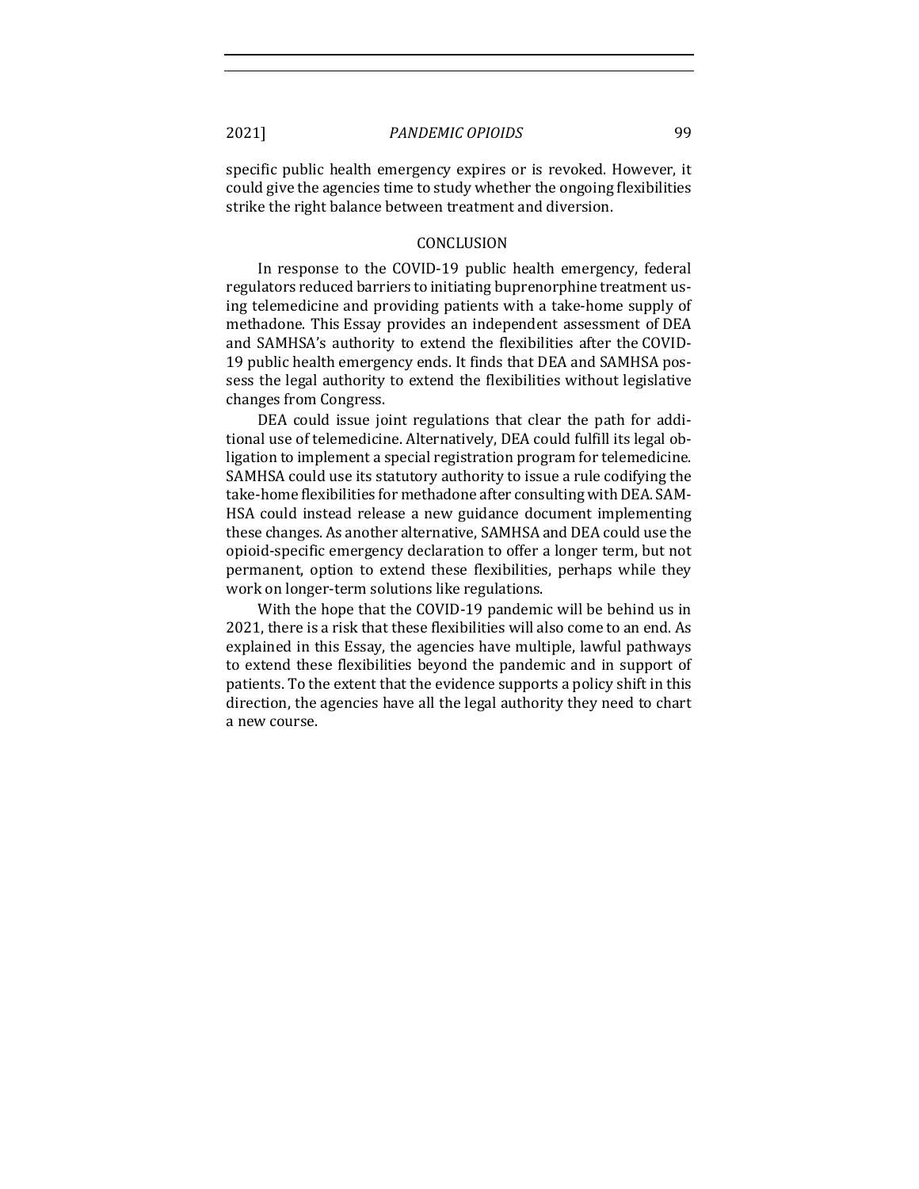specific public health emergency expires or is revoked. However, it could give the agencies time to study whether the ongoing flexibilities strike the right balance between treatment and diversion.

## CONCLUSION

In response to the COVID-19 public health emergency, federal regulators reduced barriers to initiating buprenorphine treatment using telemedicine and providing patients with a take-home supply of methadone. This Essay provides an independent assessment of DEA and SAMHSA's authority to extend the flexibilities after the COVID-19 public health emergency ends. It finds that DEA and SAMHSA possess the legal authority to extend the flexibilities without legislative changes from Congress.

DEA could issue joint regulations that clear the path for additional use of telemedicine. Alternatively, DEA could fulfill its legal obligation to implement a special registration program for telemedicine. SAMHSA could use its statutory authority to issue a rule codifying the take-home flexibilities for methadone after consulting with DEA. SAMHSA could instead release a new guidance document implementing these changes. As another alternative, SAMHSA and DEA could use the opioid-specific emergency declaration to offer a longer term, but not permanent, option to extend these flexibilities, perhaps while they work on longer-term solutions like regulations.

With the hope that the COVID-19 pandemic will be behind us in 2021, there is a risk that these flexibilities will also come to an end. As explained in this Essay, the agencies have multiple, lawful pathways to extend these flexibilities beyond the pandemic and in support of patients. To the extent that the evidence supports a policy shift in this direction, the agencies have all the legal authority they need to chart a new course.